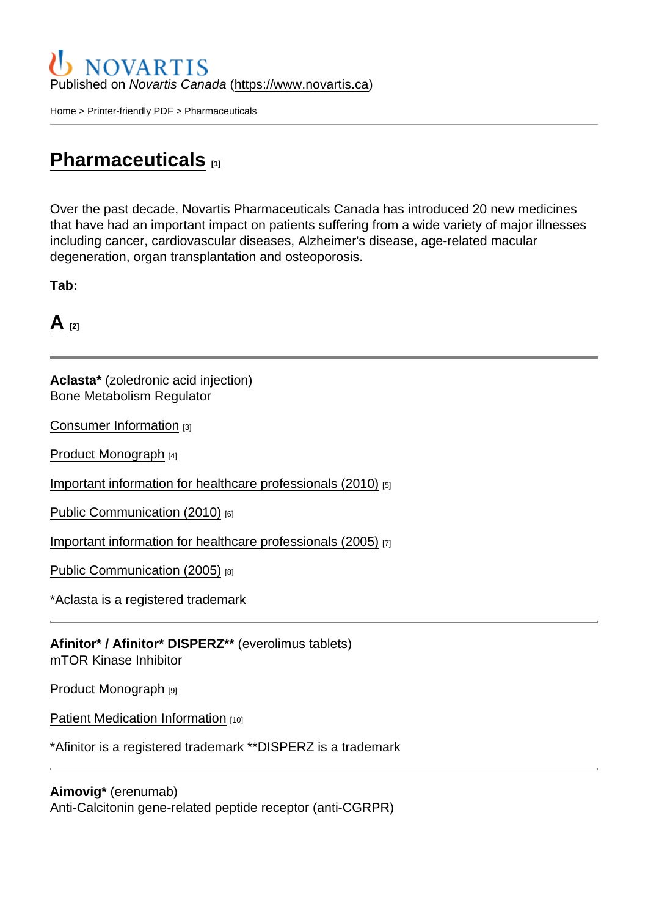NOVARTIS

Published on *Novartis Canada* (https://www.novartis.ca)

Home > Printer-friendly PDF > Pharmaceuticals

# Pharmaceuticals [1]

Over the past decade, Novartis Pharmaceuticals Canada has introduced 20 new medicines that have had an important impact on patients suffering from a wide variety of major illnesses including cancer, cardiovascular diseases, Alzheimer's disease, age-related macular degeneration, organ transplantation and osteoporosis.

**Tab:**

## A [2]

---

**Aclasta*** (zoledronic acid injection)
Bone Metabolism Regulator

Consumer Information [3]

Product Monograph [4]

Important information for healthcare professionals (2010) [5]

Public Communication (2010) [6]

Important information for healthcare professionals (2005) [7]

Public Communication (2005) [8]

*Aclasta is a registered trademark

---

**Afinitor* / Afinitor* DISPERZ**** (everolimus tablets)
mTOR Kinase Inhibitor

Product Monograph [9]

Patient Medication Information [10]

*Afinitor is a registered trademark **DISPERZ is a trademark

---

**Aimovig*** (erenumab)
Anti-Calcitonin gene-related peptide receptor (anti-CGRPR)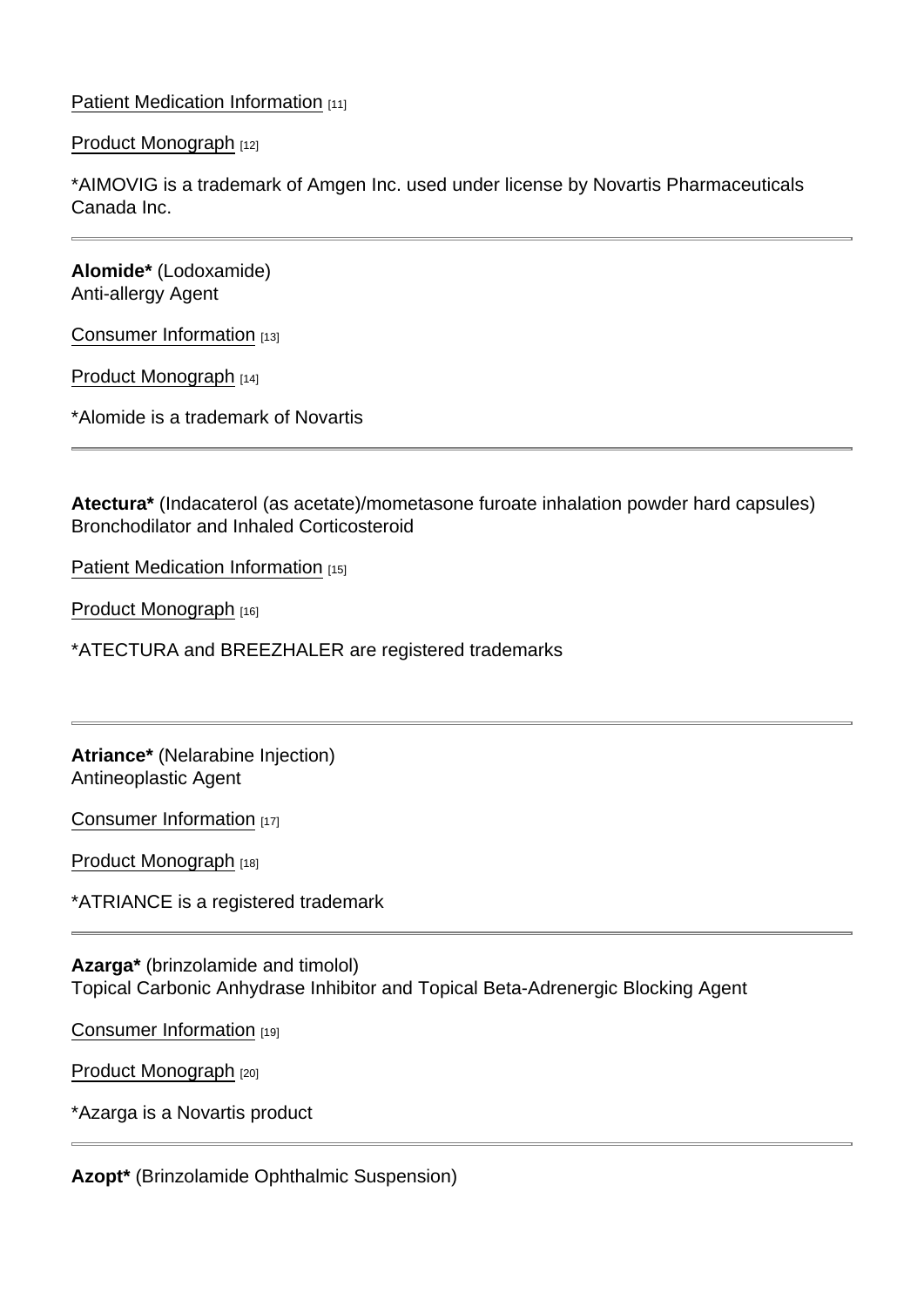Patient Medication Information [11]

Product Monograph [12]

*AIMOVIG is a trademark of Amgen Inc. used under license by Novartis Pharmaceuticals Canada Inc.

---

**Alomide*** (Lodoxamide)
Anti-allergy Agent

Consumer Information [13]

Product Monograph [14]

*Alomide is a trademark of Novartis

---

**Atectura*** (Indacaterol (as acetate)/mometasone furoate inhalation powder hard capsules)
Bronchodilator and Inhaled Corticosteroid

Patient Medication Information [15]

Product Monograph [16]

*ATECTURA and BREEZHALER are registered trademarks

---

**Atriance*** (Nelarabine Injection)
Antineoplastic Agent

Consumer Information [17]

Product Monograph [18]

*ATRIANCE is a registered trademark

---

**Azarga*** (brinzolamide and timolol)
Topical Carbonic Anhydrase Inhibitor and Topical Beta-Adrenergic Blocking Agent

Consumer Information [19]

Product Monograph [20]

*Azarga is a Novartis product

---

**Azopt*** (Brinzolamide Ophthalmic Suspension)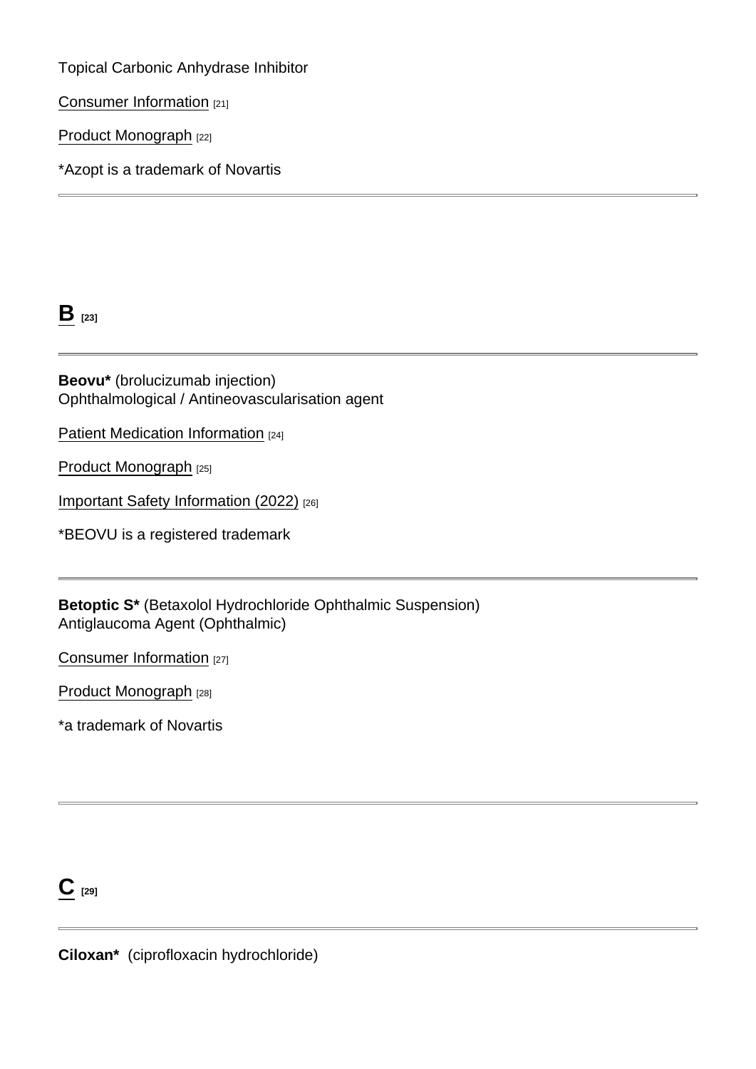Topical Carbonic Anhydrase Inhibitor

Consumer Information [21]

Product Monograph [22]

*Azopt is a trademark of Novartis

---

## B [23]

---

**Beovu*** (brolucizumab injection)
Ophthalmological / Antineovascularisation agent

Patient Medication Information [24]

Product Monograph [25]

Important Safety Information (2022) [26]

*BEOVU is a registered trademark

---

**Betoptic S*** (Betaxolol Hydrochloride Ophthalmic Suspension)
Antiglaucoma Agent (Ophthalmic)

Consumer Information [27]

Product Monograph [28]

*a trademark of Novartis

---

## C [29]

---

**Ciloxan*** (ciprofloxacin hydrochloride)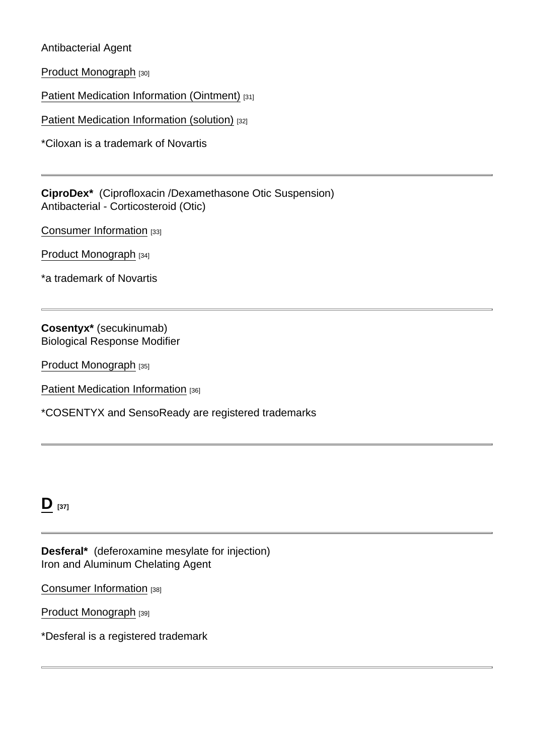Antibacterial Agent

Product Monograph [30]

Patient Medication Information (Ointment) [31]

Patient Medication Information (solution) [32]

*Ciloxan is a trademark of Novartis

---

**CiproDex*** (Ciprofloxacin /Dexamethasone Otic Suspension)
Antibacterial - Corticosteroid (Otic)

Consumer Information [33]

Product Monograph [34]

*a trademark of Novartis

---

**Cosentyx*** (secukinumab)
Biological Response Modifier

Product Monograph [35]

Patient Medication Information [36]

*COSENTYX and SensoReady are registered trademarks

---

## D [37]

---

**Desferal*** (deferoxamine mesylate for injection)
Iron and Aluminum Chelating Agent

Consumer Information [38]

Product Monograph [39]

*Desferal is a registered trademark

---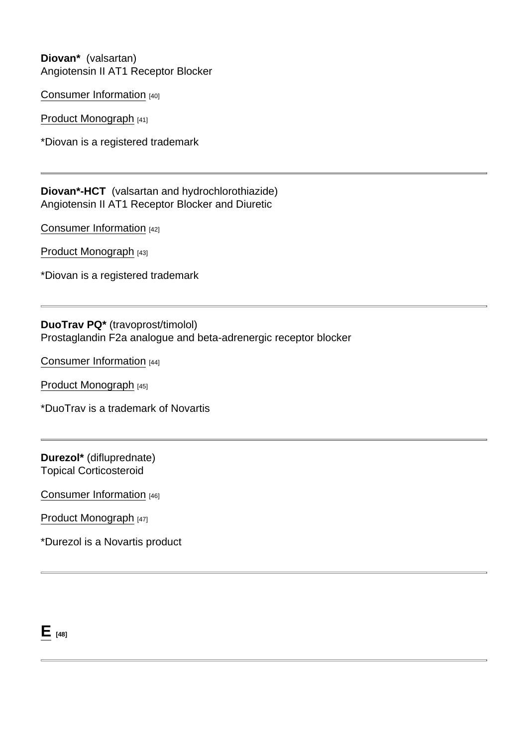**Diovan*** (valsartan)
Angiotensin II AT1 Receptor Blocker

Consumer Information [40]

Product Monograph [41]

*Diovan is a registered trademark

---

**Diovan*-HCT** (valsartan and hydrochlorothiazide)
Angiotensin II AT1 Receptor Blocker and Diuretic

Consumer Information [42]

Product Monograph [43]

*Diovan is a registered trademark

---

**DuoTrav PQ*** (travoprost/timolol)
Prostaglandin F2a analogue and beta-adrenergic receptor blocker

Consumer Information [44]

Product Monograph [45]

*DuoTrav is a trademark of Novartis

---

**Durezol*** (difluprednate)
Topical Corticosteroid

Consumer Information [46]

Product Monograph [47]

*Durezol is a Novartis product

---

## E [48]

---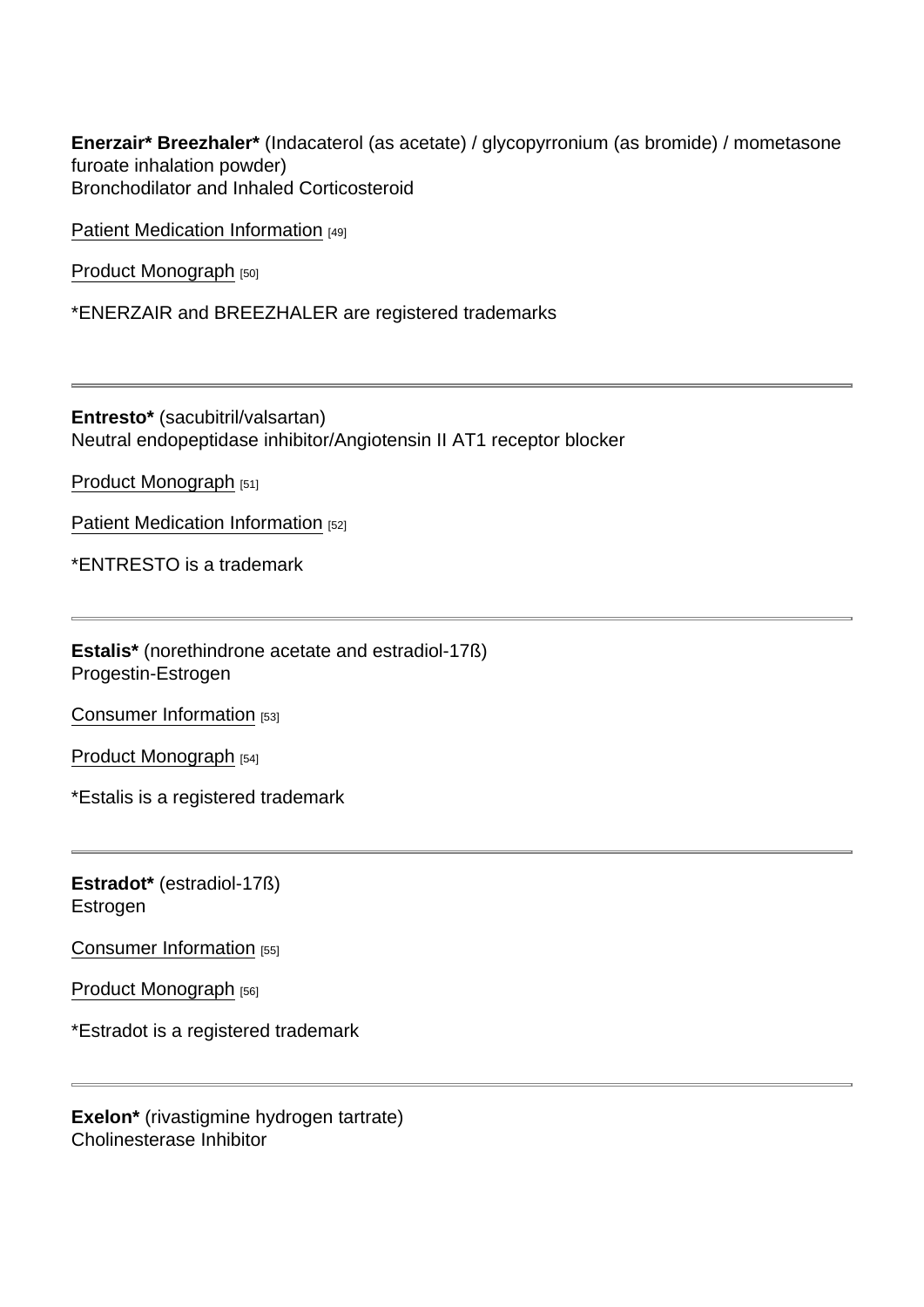**Enerzair* Breezhaler*** (Indacaterol (as acetate) / glycopyrronium (as bromide) / mometasone furoate inhalation powder)
Bronchodilator and Inhaled Corticosteroid

Patient Medication Information [49]

Product Monograph [50]

*ENERZAIR and BREEZHALER are registered trademarks

---

**Entresto*** (sacubitril/valsartan)
Neutral endopeptidase inhibitor/Angiotensin II AT1 receptor blocker

Product Monograph [51]

Patient Medication Information [52]

*ENTRESTO is a trademark

---

**Estalis*** (norethindrone acetate and estradiol-17ß)
Progestin-Estrogen

Consumer Information [53]

Product Monograph [54]

*Estalis is a registered trademark

---

**Estradot*** (estradiol-17ß)
Estrogen

Consumer Information [55]

Product Monograph [56]

*Estradot is a registered trademark

---

**Exelon*** (rivastigmine hydrogen tartrate)
Cholinesterase Inhibitor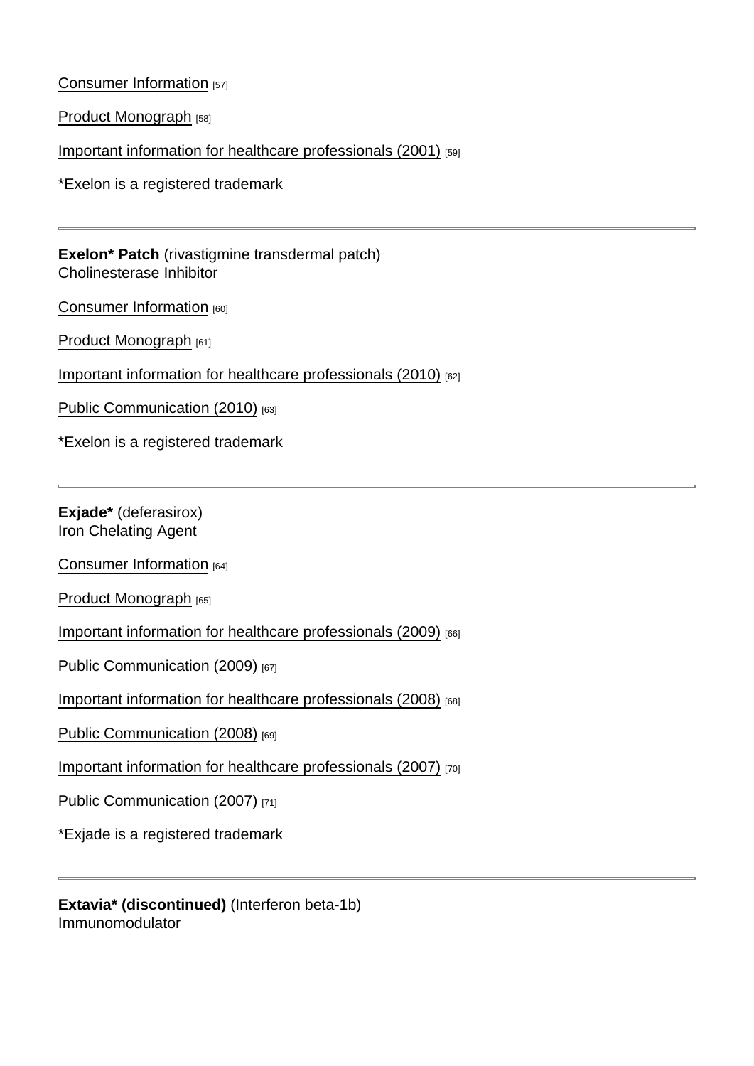Consumer Information [57]

Product Monograph [58]

Important information for healthcare professionals (2001) [59]

*Exelon is a registered trademark

---

**Exelon* Patch** (rivastigmine transdermal patch)
Cholinesterase Inhibitor

Consumer Information [60]

Product Monograph [61]

Important information for healthcare professionals (2010) [62]

Public Communication (2010) [63]

*Exelon is a registered trademark

---

**Exjade*** (deferasirox)
Iron Chelating Agent

Consumer Information [64]

Product Monograph [65]

Important information for healthcare professionals (2009) [66]

Public Communication (2009) [67]

Important information for healthcare professionals (2008) [68]

Public Communication (2008) [69]

Important information for healthcare professionals (2007) [70]

Public Communication (2007) [71]

*Exjade is a registered trademark

---

**Extavia* (discontinued)** (Interferon beta-1b)
Immunomodulator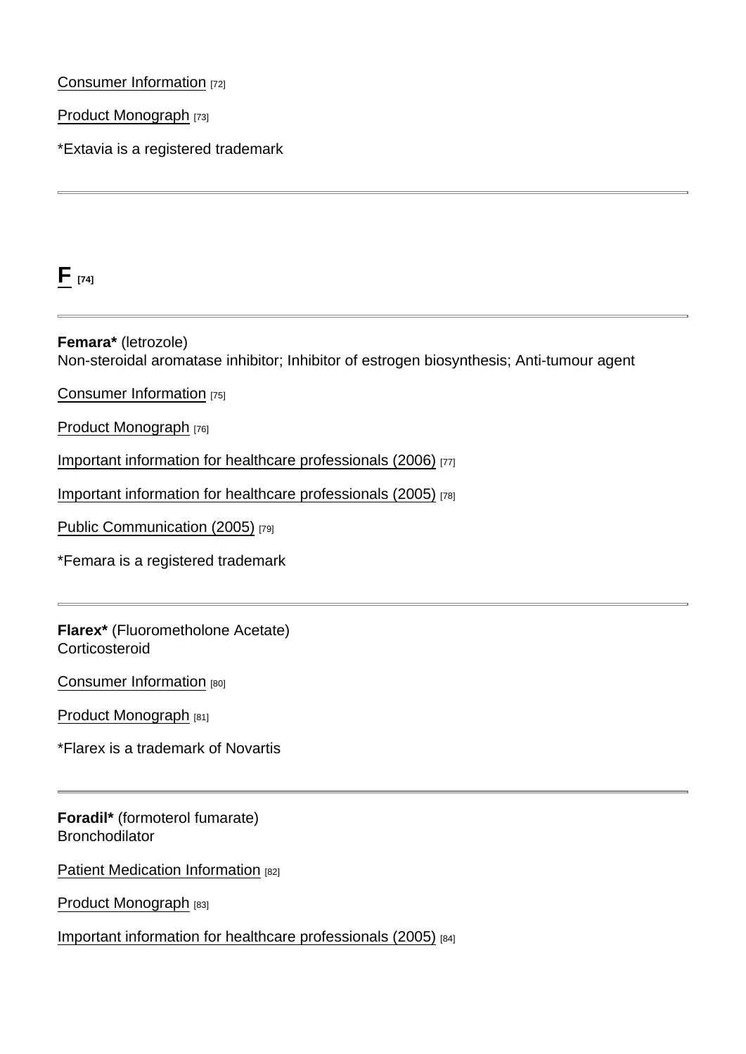Consumer Information [72]

Product Monograph [73]

*Extavia is a registered trademark

---

## F [74]

---

**Femara*** (letrozole)
Non-steroidal aromatase inhibitor; Inhibitor of estrogen biosynthesis; Anti-tumour agent

Consumer Information [75]

Product Monograph [76]

Important information for healthcare professionals (2006) [77]

Important information for healthcare professionals (2005) [78]

Public Communication (2005) [79]

*Femara is a registered trademark

---

**Flarex*** (Fluorometholone Acetate)
Corticosteroid

Consumer Information [80]

Product Monograph [81]

*Flarex is a trademark of Novartis

---

**Foradil*** (formoterol fumarate)
Bronchodilator

Patient Medication Information [82]

Product Monograph [83]

Important information for healthcare professionals (2005) [84]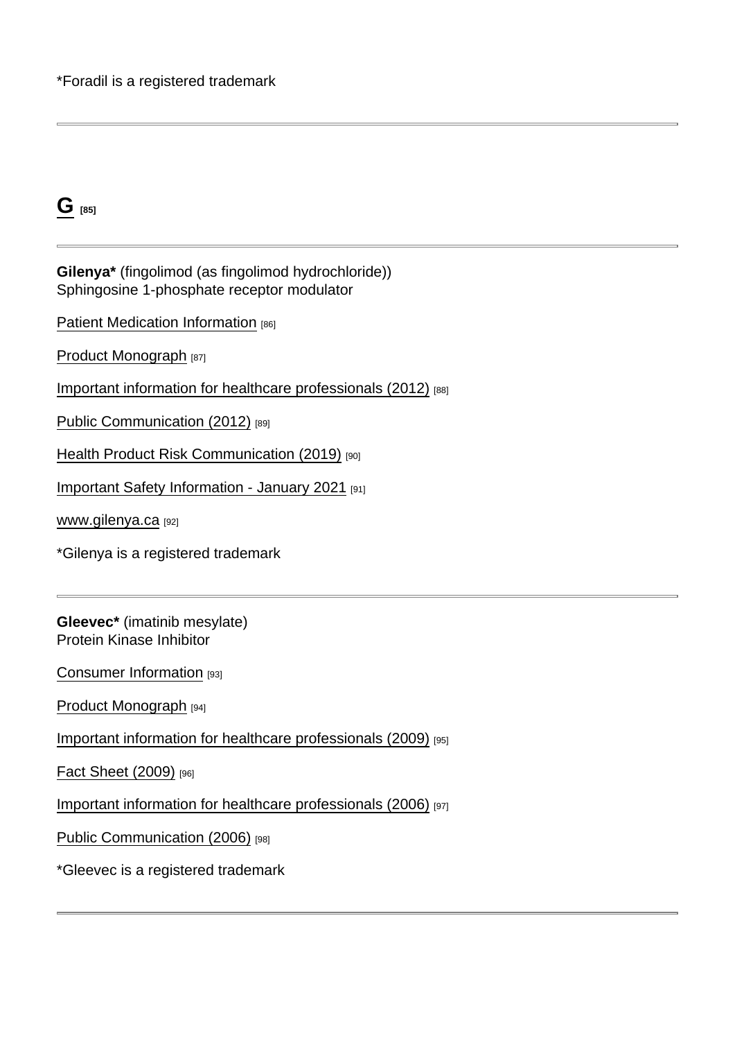*Foradil is a registered trademark

---

## G [85]

---

**Gilenya*** (fingolimod (as fingolimod hydrochloride))
Sphingosine 1-phosphate receptor modulator

Patient Medication Information [86]

Product Monograph [87]

Important information for healthcare professionals (2012) [88]

Public Communication (2012) [89]

Health Product Risk Communication (2019) [90]

Important Safety Information - January 2021 [91]

www.gilenya.ca [92]

*Gilenya is a registered trademark

---

**Gleevec*** (imatinib mesylate)
Protein Kinase Inhibitor

Consumer Information [93]

Product Monograph [94]

Important information for healthcare professionals (2009) [95]

Fact Sheet (2009) [96]

Important information for healthcare professionals (2006) [97]

Public Communication (2006) [98]

*Gleevec is a registered trademark

---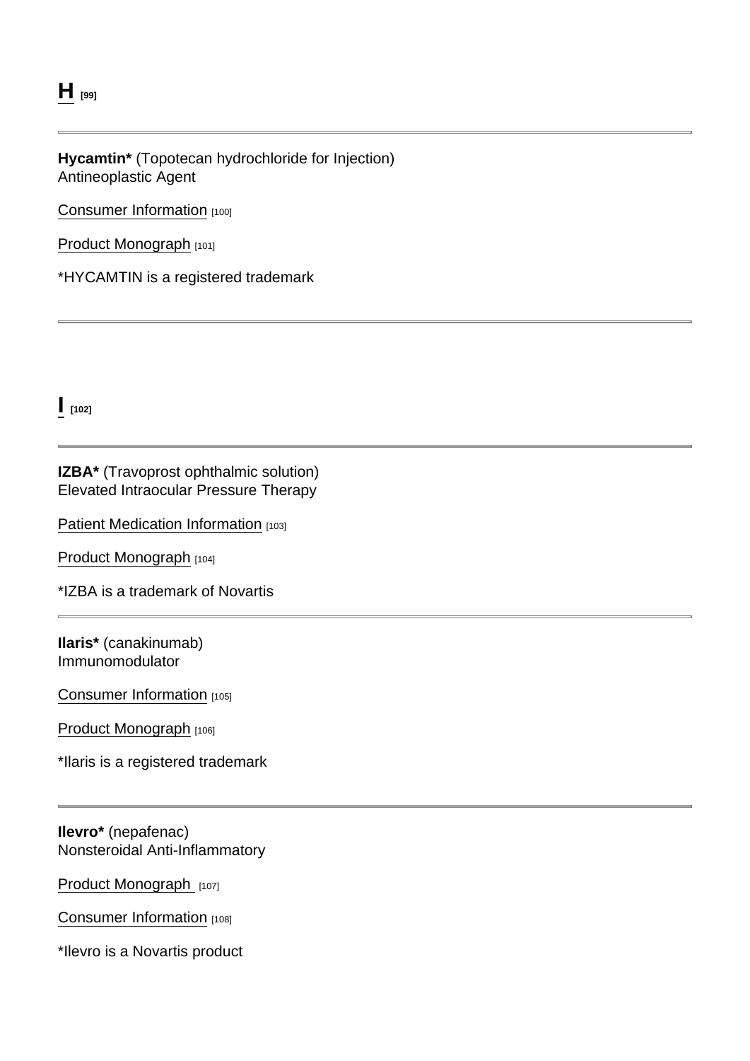## H [99]

---

**Hycamtin*** (Topotecan hydrochloride for Injection)
Antineoplastic Agent

Consumer Information [100]

Product Monograph [101]

*HYCAMTIN is a registered trademark

---

## I [102]

---

**IZBA*** (Travoprost ophthalmic solution)
Elevated Intraocular Pressure Therapy

Patient Medication Information [103]

Product Monograph [104]

*IZBA is a trademark of Novartis

---

**Ilaris*** (canakinumab)
Immunomodulator

Consumer Information [105]

Product Monograph [106]

*Ilaris is a registered trademark

---

**Ilevro*** (nepafenac)
Nonsteroidal Anti-Inflammatory

Product Monograph [107]

Consumer Information [108]

*Ilevro is a Novartis product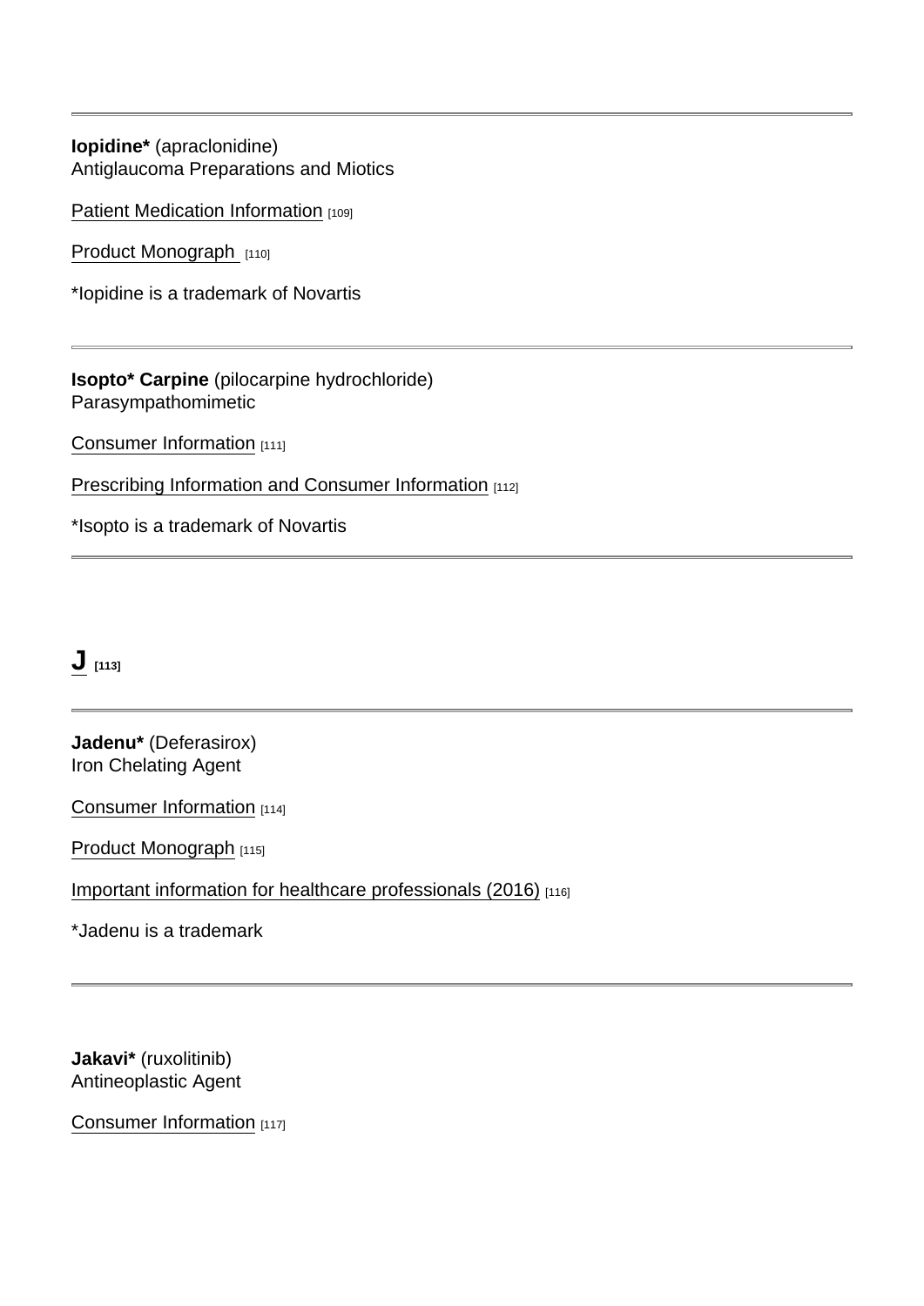---

**Iopidine*** (apraclonidine)
Antiglaucoma Preparations and Miotics

Patient Medication Information [109]

Product Monograph [110]

*Iopidine is a trademark of Novartis

---

**Isopto* Carpine** (pilocarpine hydrochloride)
Parasympathomimetic

Consumer Information [111]

Prescribing Information and Consumer Information [112]

*Isopto is a trademark of Novartis

---

## J [113]

---

**Jadenu*** (Deferasirox)
Iron Chelating Agent

Consumer Information [114]

Product Monograph [115]

Important information for healthcare professionals (2016) [116]

*Jadenu is a trademark

---

**Jakavi*** (ruxolitinib)
Antineoplastic Agent

Consumer Information [117]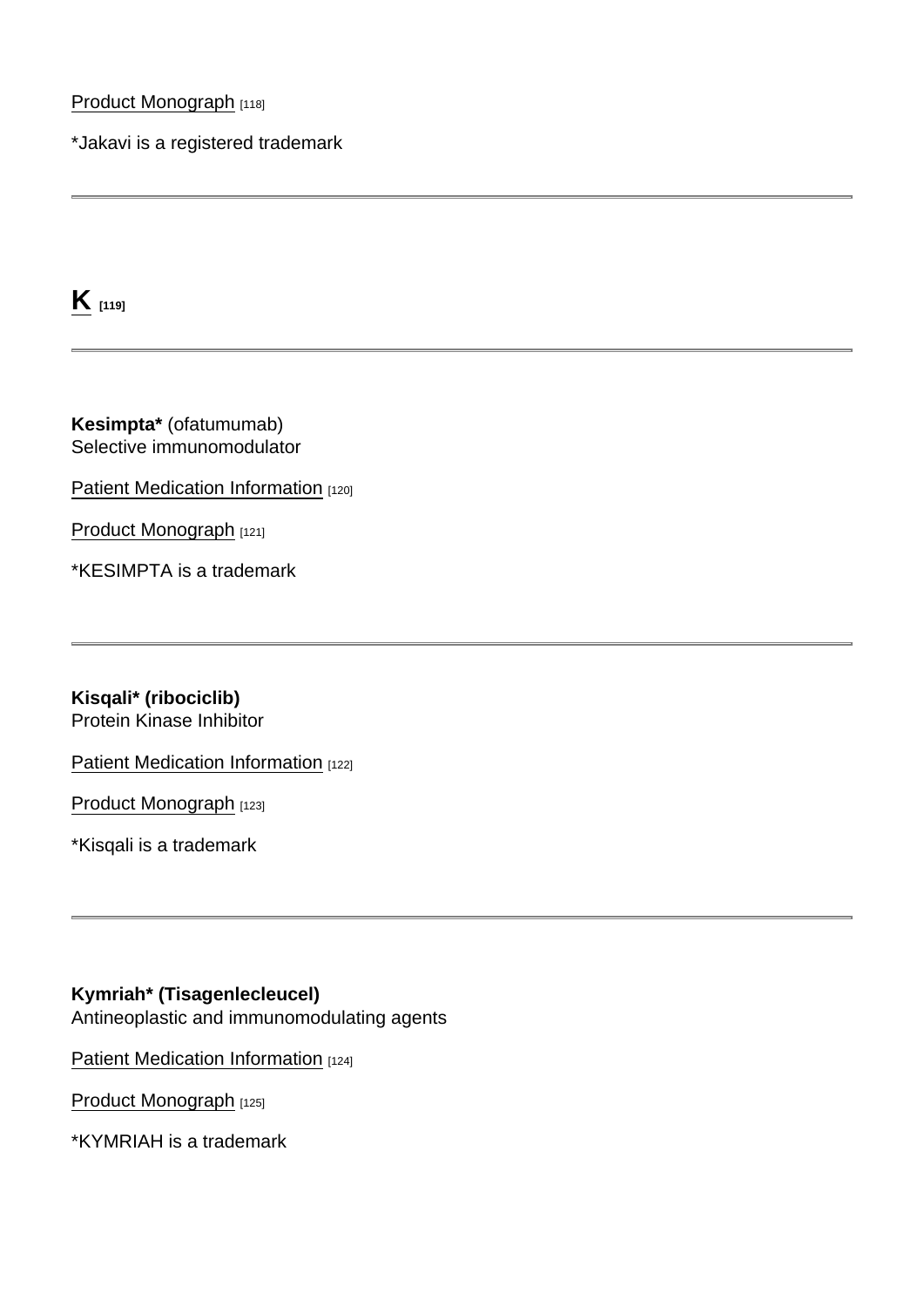[Product Monograph](#) [118]

*Jakavi is a registered trademark

---

## K [119]

---

**Kesimpta*** (ofatumumab)
Selective immunomodulator

[Patient Medication Information](#) [120]

[Product Monograph](#) [121]

*KESIMPTA is a trademark

---

**Kisqali* (ribociclib)**
Protein Kinase Inhibitor

[Patient Medication Information](#) [122]

[Product Monograph](#) [123]

*Kisqali is a trademark

---

**Kymriah* (Tisagenlecleucel)**
Antineoplastic and immunomodulating agents

[Patient Medication Information](#) [124]

[Product Monograph](#) [125]

*KYMRIAH is a trademark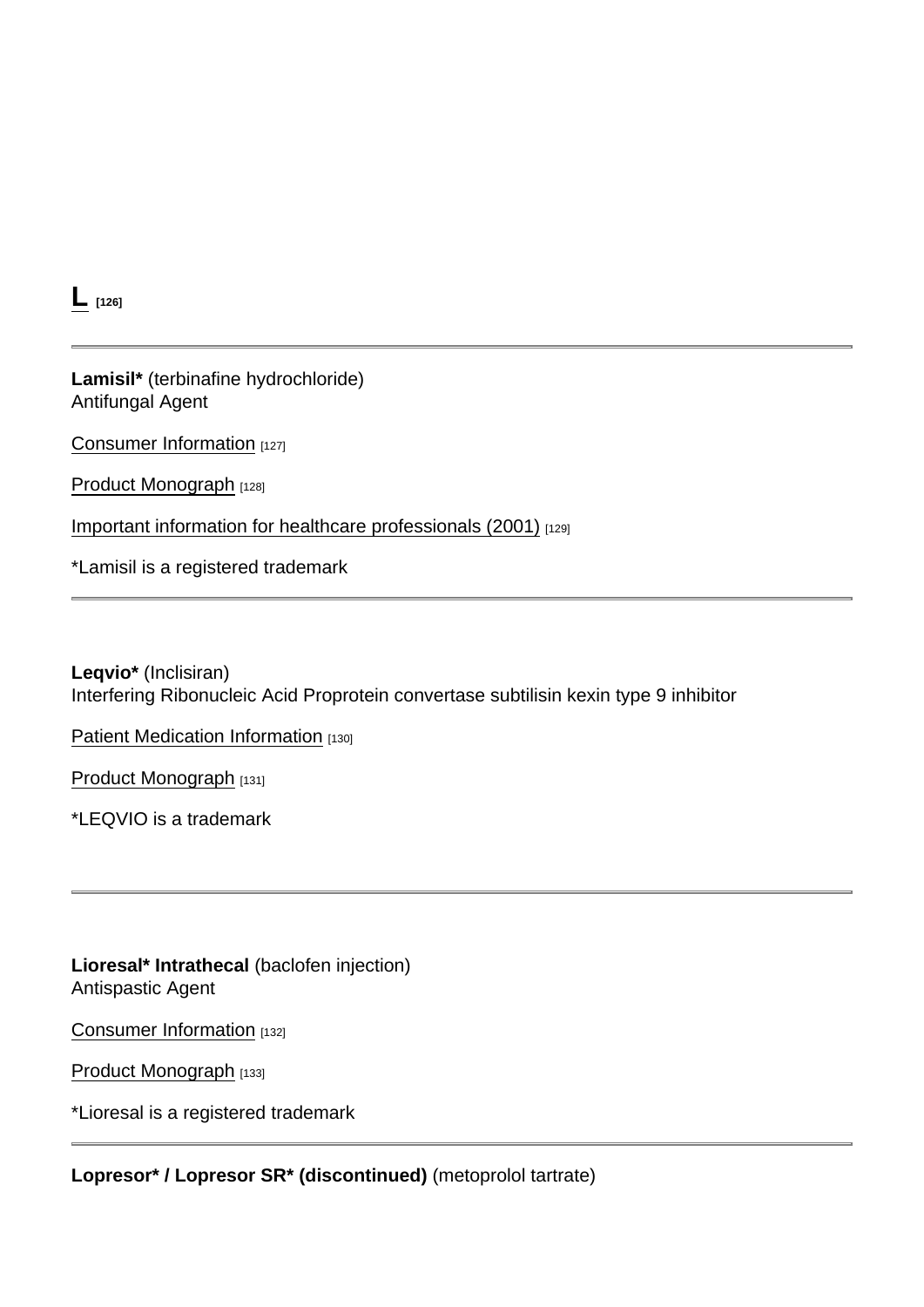## L [126]

---

**Lamisil*** (terbinafine hydrochloride)
Antifungal Agent

Consumer Information [127]

Product Monograph [128]

Important information for healthcare professionals (2001) [129]

*Lamisil is a registered trademark

---

**Leqvio*** (Inclisiran)
Interfering Ribonucleic Acid Proprotein convertase subtilisin kexin type 9 inhibitor

Patient Medication Information [130]

Product Monograph [131]

*LEQVIO is a trademark

---

**Lioresal* Intrathecal** (baclofen injection)
Antispastic Agent

Consumer Information [132]

Product Monograph [133]

*Lioresal is a registered trademark

---

**Lopresor* / Lopresor SR* (discontinued)** (metoprolol tartrate)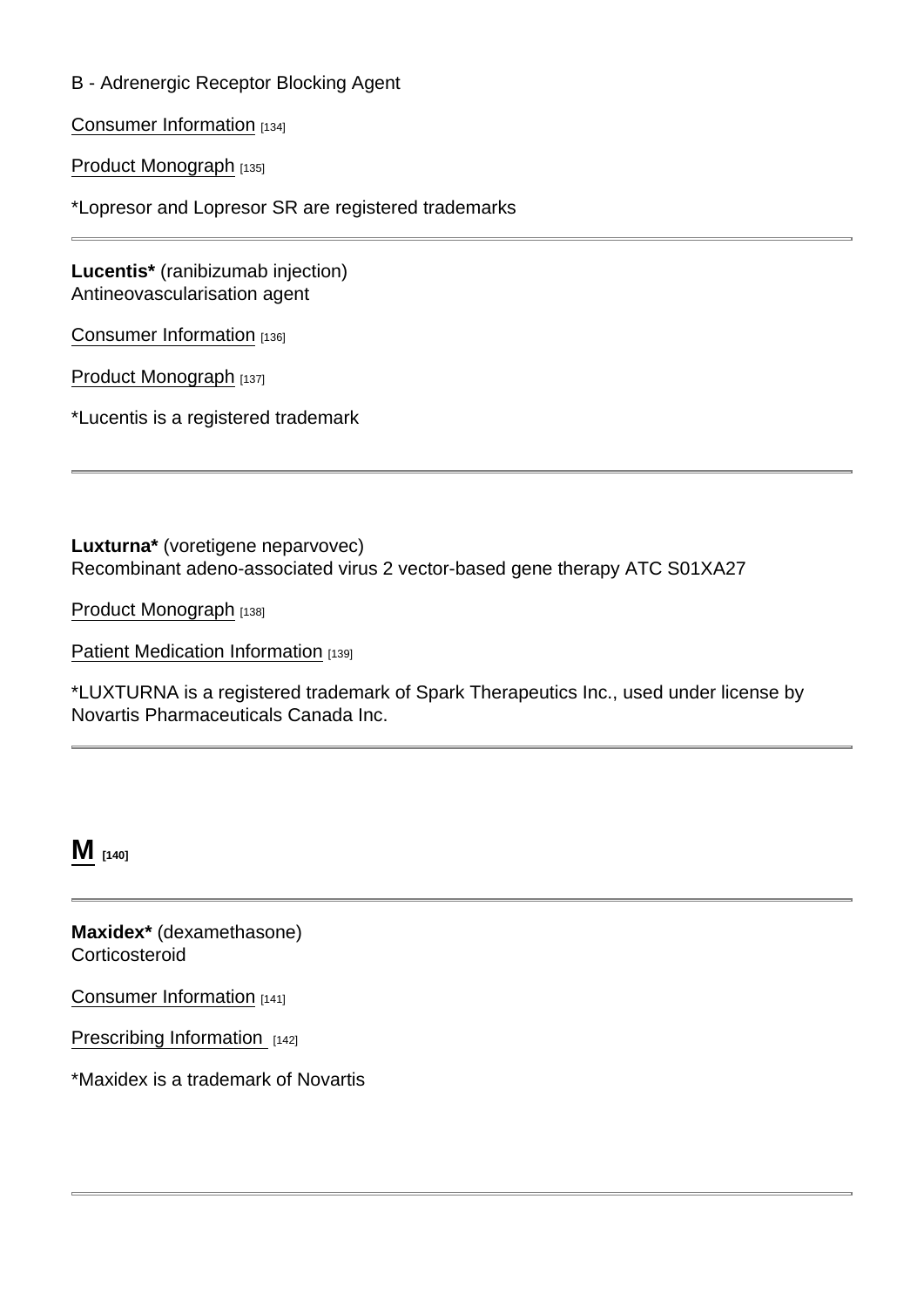B - Adrenergic Receptor Blocking Agent

Consumer Information [134]

Product Monograph [135]

*Lopresor and Lopresor SR are registered trademarks

---

**Lucentis*** (ranibizumab injection)
Antineovascularisation agent

Consumer Information [136]

Product Monograph [137]

*Lucentis is a registered trademark

---

**Luxturna*** (voretigene neparvovec)
Recombinant adeno-associated virus 2 vector-based gene therapy ATC S01XA27

Product Monograph [138]

Patient Medication Information [139]

*LUXTURNA is a registered trademark of Spark Therapeutics Inc., used under license by Novartis Pharmaceuticals Canada Inc.

---

## M [140]

---

**Maxidex*** (dexamethasone)
Corticosteroid

Consumer Information [141]

Prescribing Information [142]

*Maxidex is a trademark of Novartis

---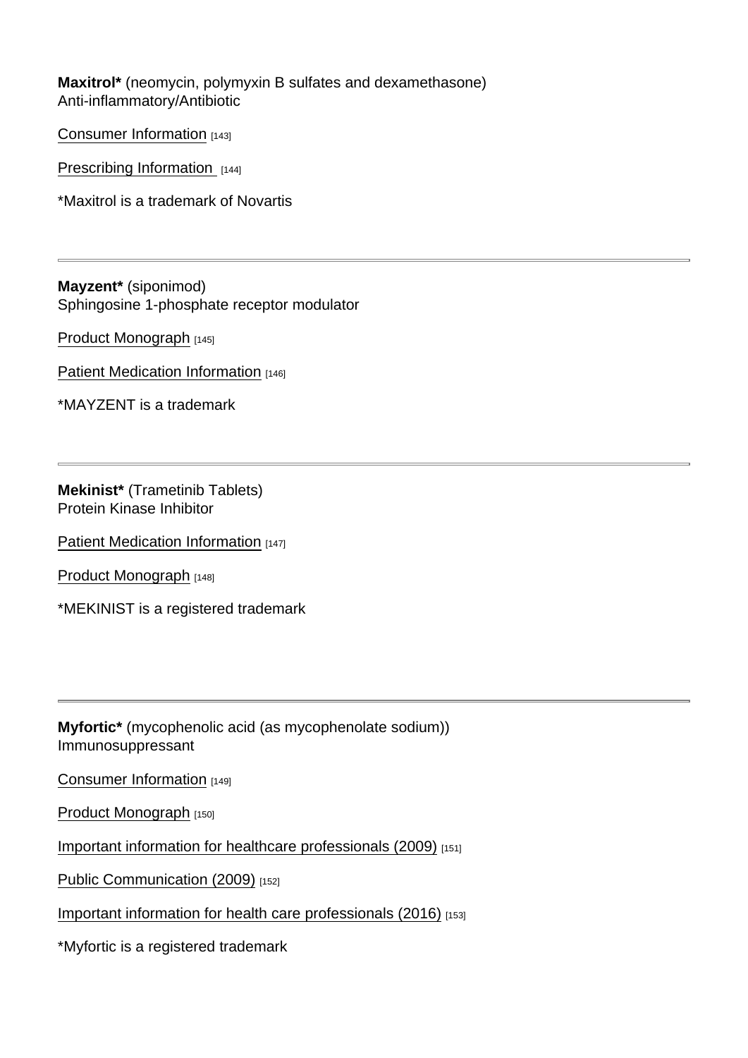**Maxitrol*** (neomycin, polymyxin B sulfates and dexamethasone)
Anti-inflammatory/Antibiotic

Consumer Information [143]

Prescribing Information [144]

*Maxitrol is a trademark of Novartis

---

**Mayzent*** (siponimod)
Sphingosine 1-phosphate receptor modulator

Product Monograph [145]

Patient Medication Information [146]

*MAYZENT is a trademark

---

**Mekinist*** (Trametinib Tablets)
Protein Kinase Inhibitor

Patient Medication Information [147]

Product Monograph [148]

*MEKINIST is a registered trademark

---

**Myfortic*** (mycophenolic acid (as mycophenolate sodium))
Immunosuppressant

Consumer Information [149]

Product Monograph [150]

Important information for healthcare professionals (2009) [151]

Public Communication (2009) [152]

Important information for health care professionals (2016) [153]

*Myfortic is a registered trademark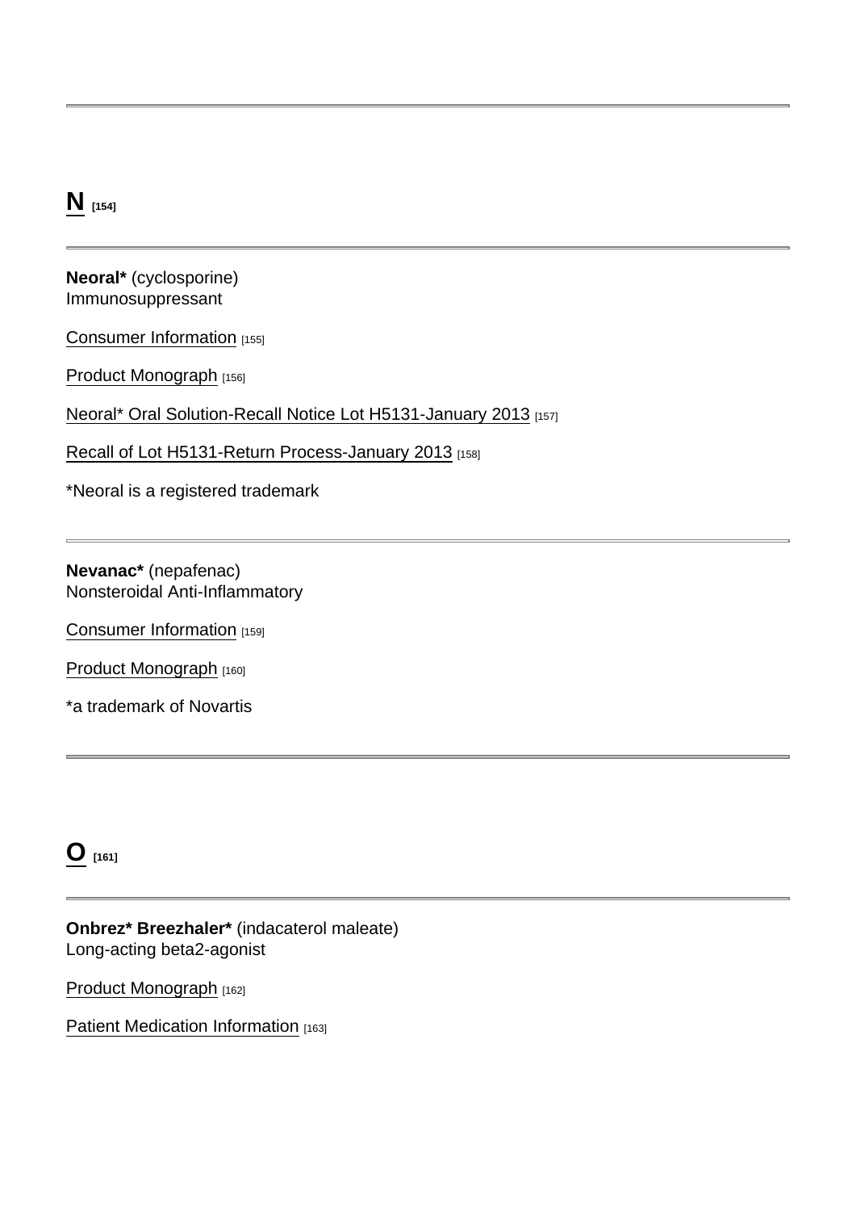---

## N [154]

---

**Neoral*** (cyclosporine)
Immunosuppressant

Consumer Information [155]

Product Monograph [156]

Neoral* Oral Solution-Recall Notice Lot H5131-January 2013 [157]

Recall of Lot H5131-Return Process-January 2013 [158]

*Neoral is a registered trademark

---

**Nevanac*** (nepafenac)
Nonsteroidal Anti-Inflammatory

Consumer Information [159]

Product Monograph [160]

*a trademark of Novartis

---

## O [161]

---

**Onbrez* Breezhaler*** (indacaterol maleate)
Long-acting beta2-agonist

Product Monograph [162]

Patient Medication Information [163]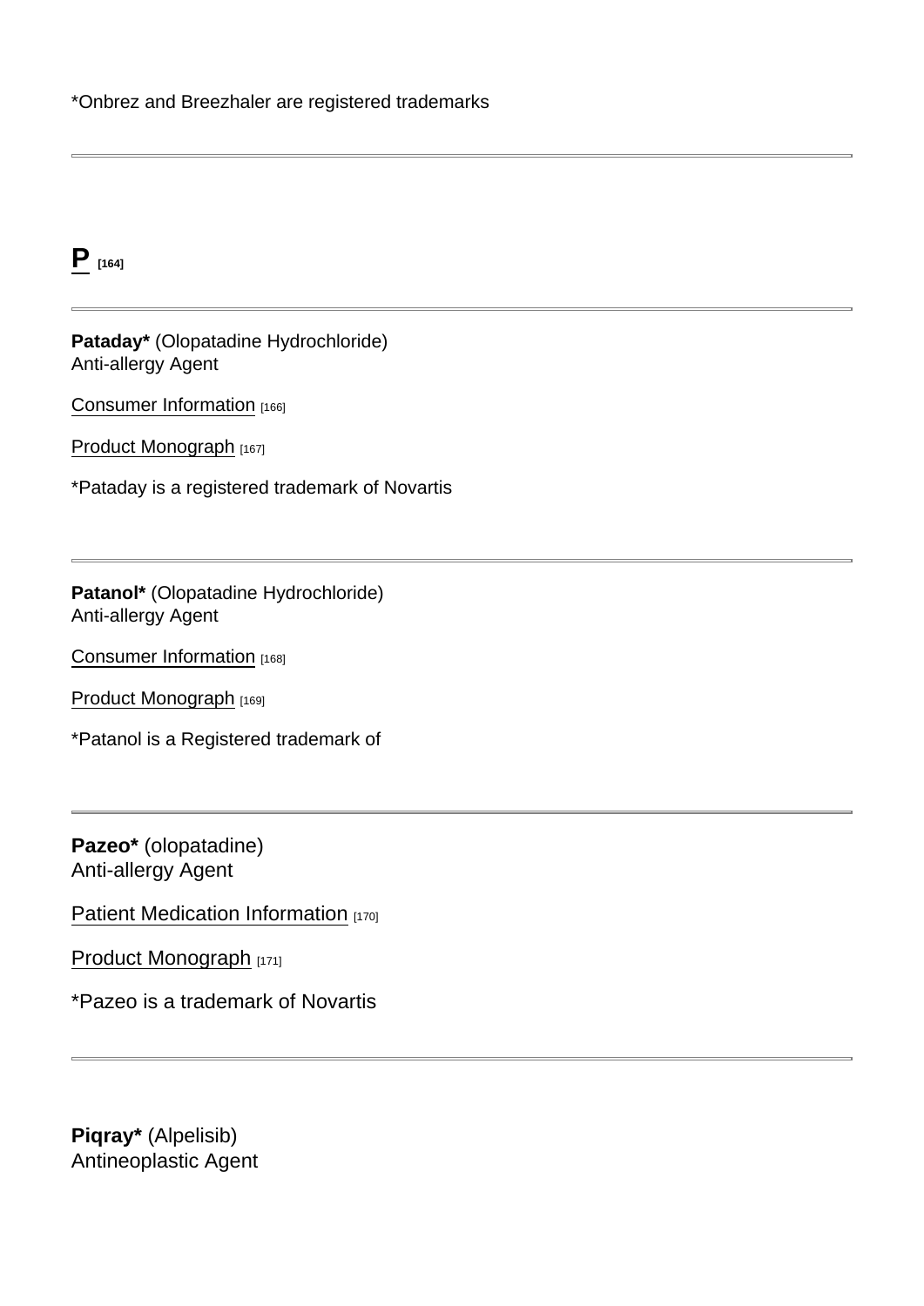*Onbrez and Breezhaler are registered trademarks

---

## P [164]

---

**Pataday*** (Olopatadine Hydrochloride)
Anti-allergy Agent

Consumer Information [166]

Product Monograph [167]

*Pataday is a registered trademark of Novartis

---

**Patanol*** (Olopatadine Hydrochloride)
Anti-allergy Agent

Consumer Information [168]

Product Monograph [169]

*Patanol is a Registered trademark of

---

**Pazeo*** (olopatadine)
Anti-allergy Agent

Patient Medication Information [170]

Product Monograph [171]

*Pazeo is a trademark of Novartis

---

**Piqray*** (Alpelisib)
Antineoplastic Agent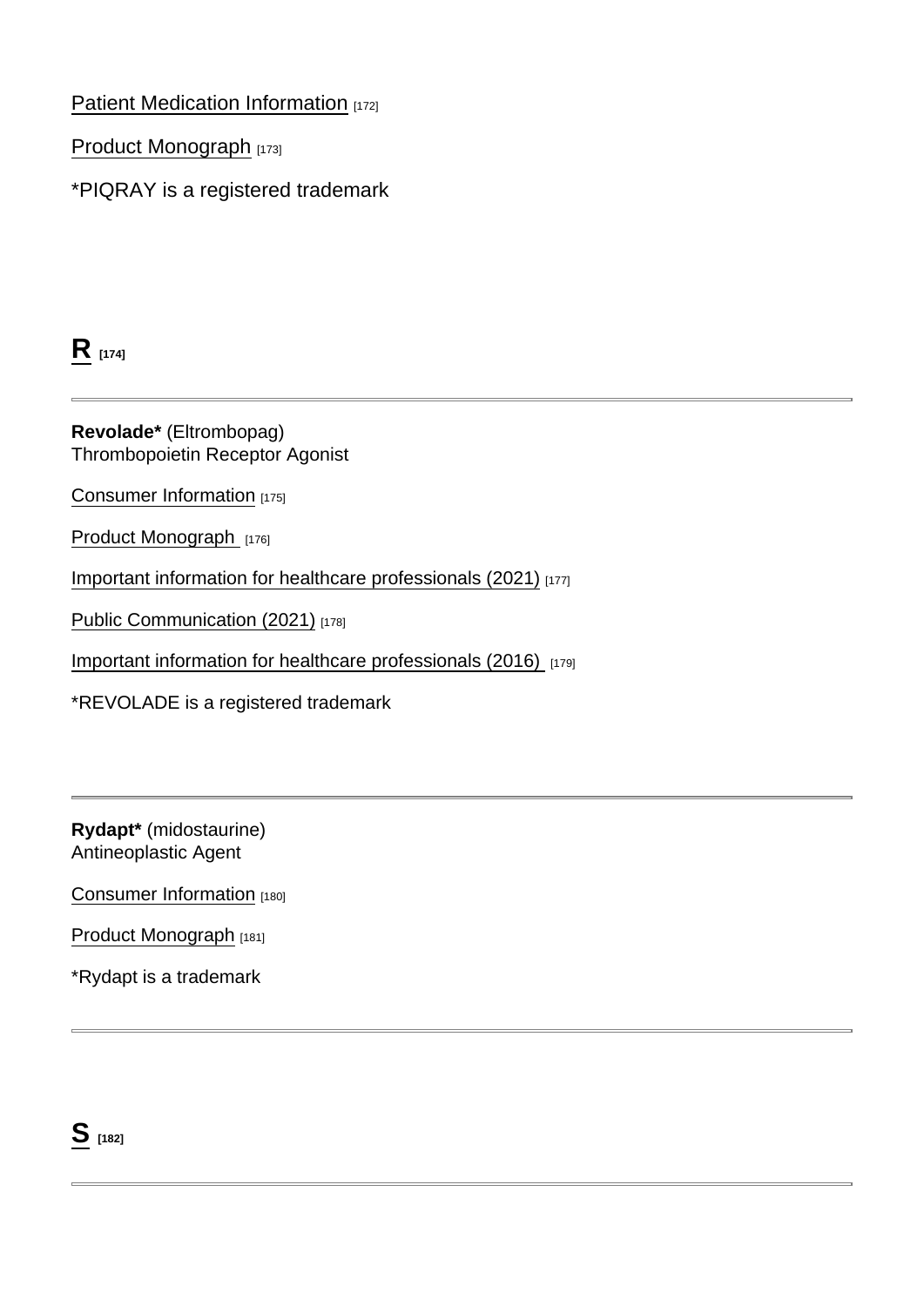Patient Medication Information [172]

Product Monograph [173]

*PIQRAY is a registered trademark

## R [174]

---

**Revolade*** (Eltrombopag)
Thrombopoietin Receptor Agonist

Consumer Information [175]

Product Monograph [176]

Important information for healthcare professionals (2021) [177]

Public Communication (2021) [178]

Important information for healthcare professionals (2016) [179]

*REVOLADE is a registered trademark

---

**Rydapt*** (midostaurine)
Antineoplastic Agent

Consumer Information [180]

Product Monograph [181]

*Rydapt is a trademark

---

## S [182]

---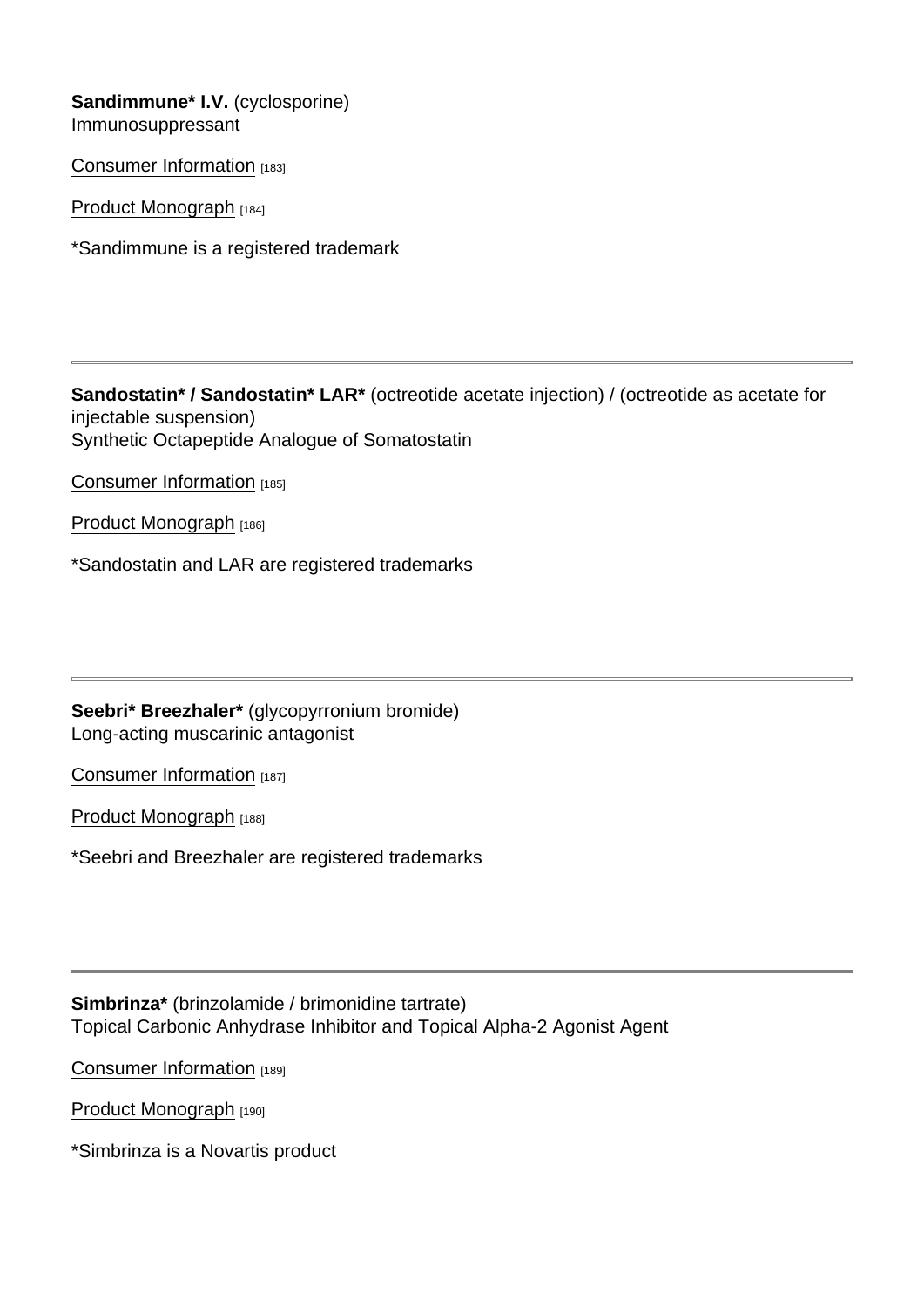**Sandimmune* I.V.** (cyclosporine)
Immunosuppressant

Consumer Information [183]

Product Monograph [184]

*Sandimmune is a registered trademark

---

**Sandostatin* / Sandostatin* LAR*** (octreotide acetate injection) / (octreotide as acetate for injectable suspension)
Synthetic Octapeptide Analogue of Somatostatin

Consumer Information [185]

Product Monograph [186]

*Sandostatin and LAR are registered trademarks

---

**Seebri* Breezhaler*** (glycopyrronium bromide)
Long-acting muscarinic antagonist

Consumer Information [187]

Product Monograph [188]

*Seebri and Breezhaler are registered trademarks

---

**Simbrinza*** (brinzolamide / brimonidine tartrate)
Topical Carbonic Anhydrase Inhibitor and Topical Alpha-2 Agonist Agent

Consumer Information [189]

Product Monograph [190]

*Simbrinza is a Novartis product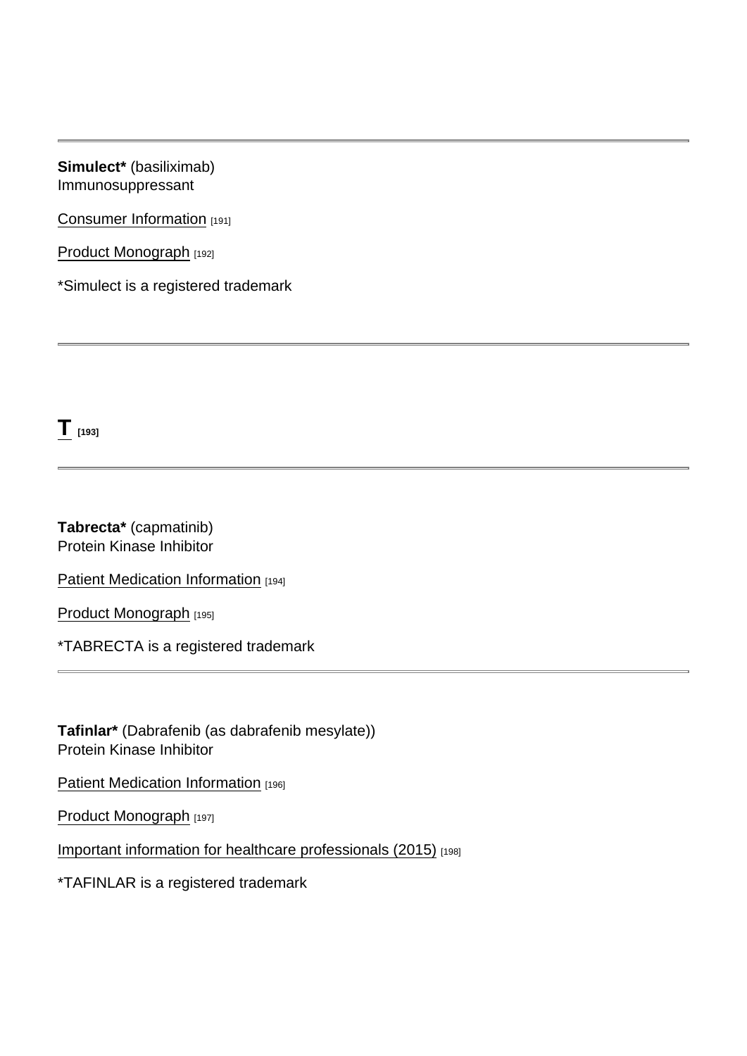---

**Simulect*** (basiliximab)
Immunosuppressant

Consumer Information [191]

Product Monograph [192]

*Simulect is a registered trademark

---

## T [193]

---

**Tabrecta*** (capmatinib)
Protein Kinase Inhibitor

Patient Medication Information [194]

Product Monograph [195]

*TABRECTA is a registered trademark

---

**Tafinlar*** (Dabrafenib (as dabrafenib mesylate))
Protein Kinase Inhibitor

Patient Medication Information [196]

Product Monograph [197]

Important information for healthcare professionals (2015) [198]

*TAFINLAR is a registered trademark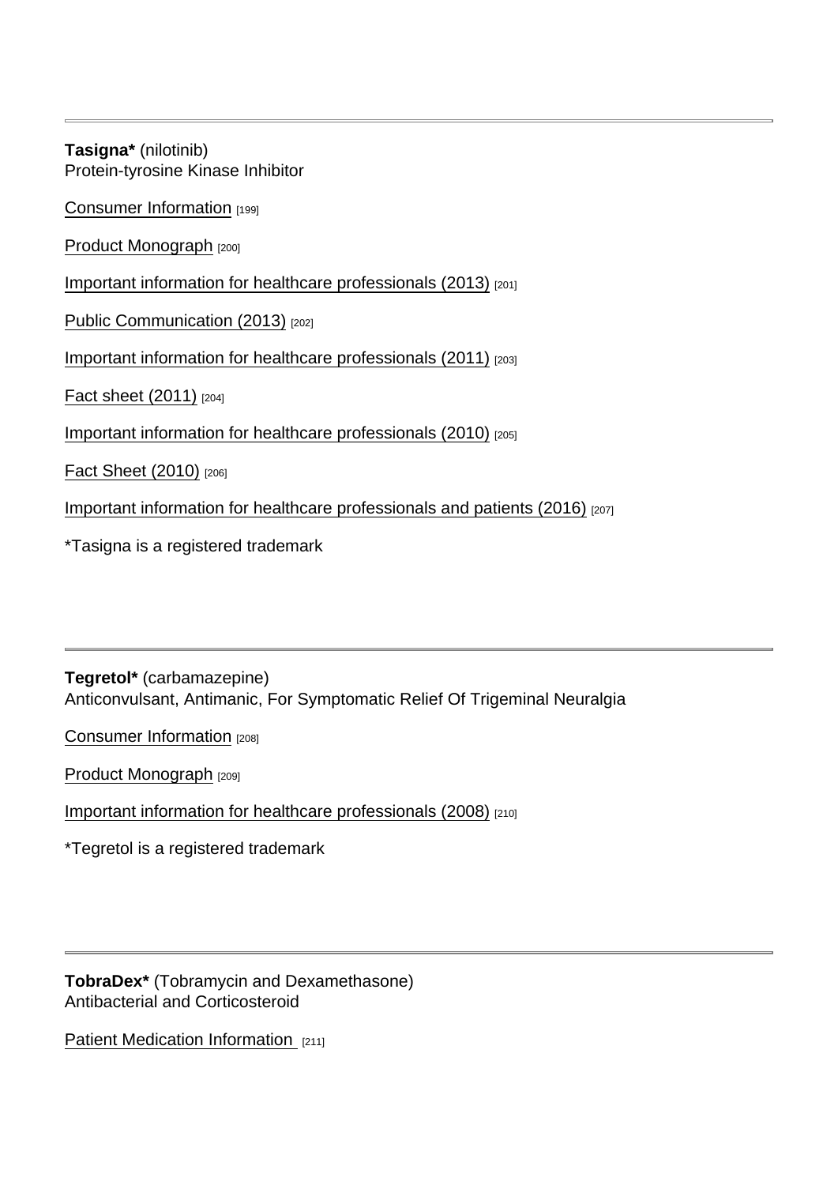---

**Tasigna*** (nilotinib)
Protein-tyrosine Kinase Inhibitor

Consumer Information [199]

Product Monograph [200]

Important information for healthcare professionals (2013) [201]

Public Communication (2013) [202]

Important information for healthcare professionals (2011) [203]

Fact sheet (2011) [204]

Important information for healthcare professionals (2010) [205]

Fact Sheet (2010) [206]

Important information for healthcare professionals and patients (2016) [207]

*Tasigna is a registered trademark

---

**Tegretol*** (carbamazepine)
Anticonvulsant, Antimanic, For Symptomatic Relief Of Trigeminal Neuralgia

Consumer Information [208]

Product Monograph [209]

Important information for healthcare professionals (2008) [210]

*Tegretol is a registered trademark

---

**TobraDex*** (Tobramycin and Dexamethasone)
Antibacterial and Corticosteroid

Patient Medication Information [211]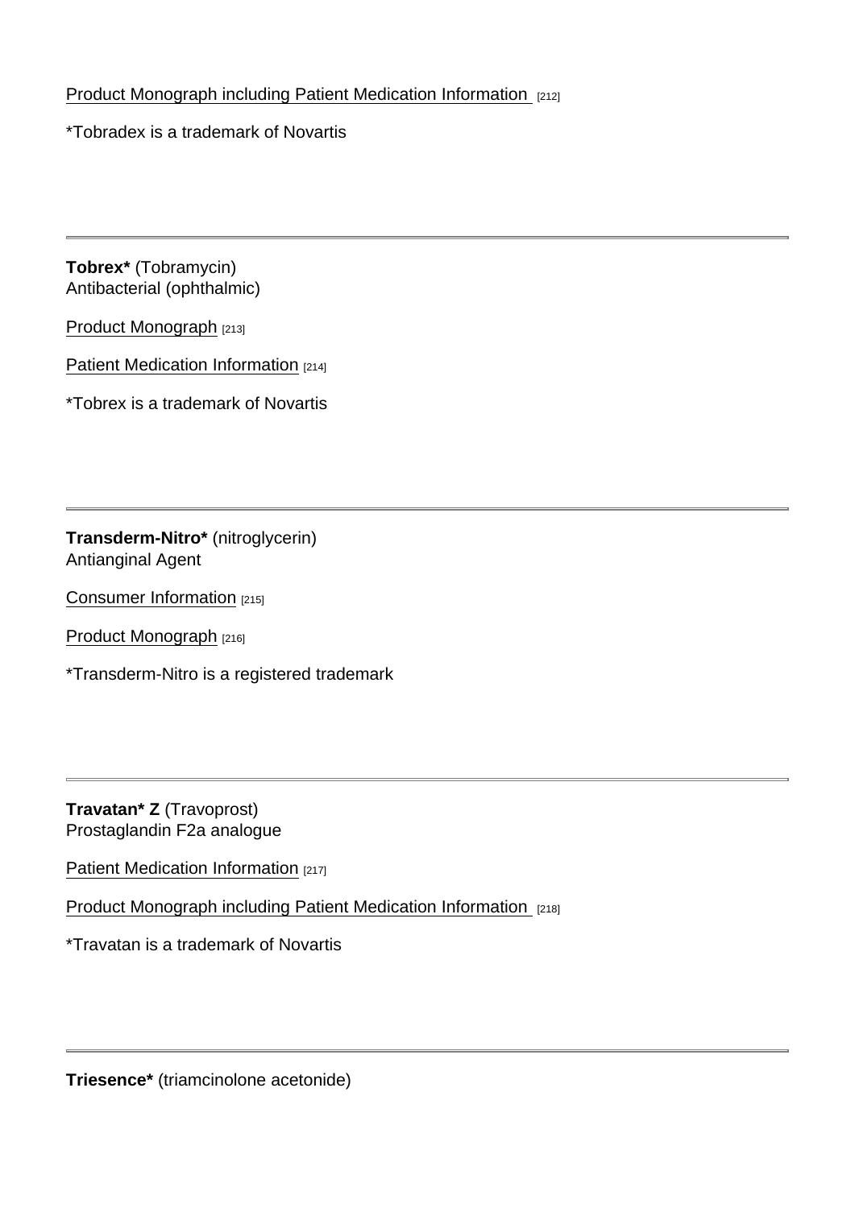Product Monograph including Patient Medication Information [212]

*Tobradex is a trademark of Novartis

---

**Tobrex*** (Tobramycin)
Antibacterial (ophthalmic)

Product Monograph [213]

Patient Medication Information [214]

*Tobrex is a trademark of Novartis

---

**Transderm-Nitro*** (nitroglycerin)
Antianginal Agent

Consumer Information [215]

Product Monograph [216]

*Transderm-Nitro is a registered trademark

---

**Travatan* Z** (Travoprost)
Prostaglandin F2a analogue

Patient Medication Information [217]

Product Monograph including Patient Medication Information [218]

*Travatan is a trademark of Novartis

---

**Triesence*** (triamcinolone acetonide)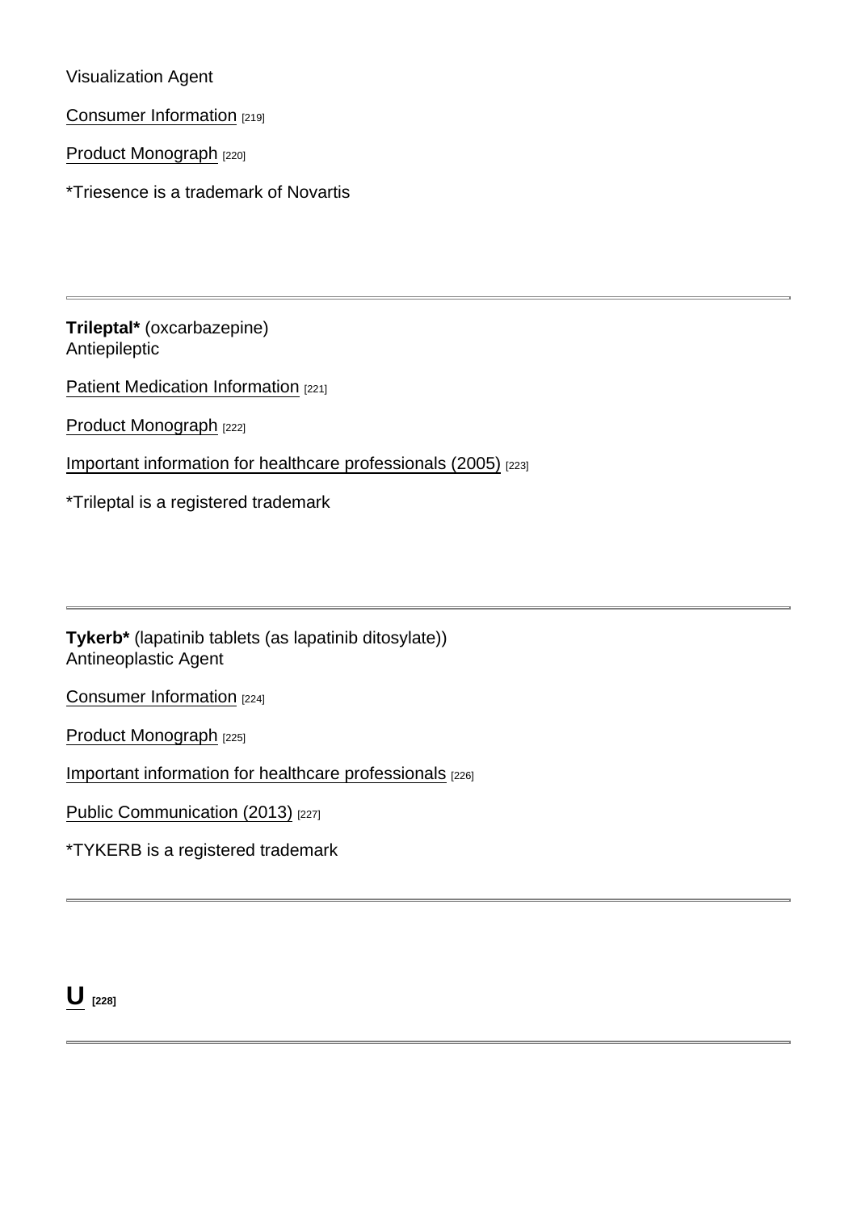Visualization Agent

Consumer Information [219]

Product Monograph [220]

*Triesence is a trademark of Novartis

---

**Trileptal*** (oxcarbazepine)
Antiepileptic

Patient Medication Information [221]

Product Monograph [222]

Important information for healthcare professionals (2005) [223]

*Trileptal is a registered trademark

---

**Tykerb*** (lapatinib tablets (as lapatinib ditosylate))
Antineoplastic Agent

Consumer Information [224]

Product Monograph [225]

Important information for healthcare professionals [226]

Public Communication (2013) [227]

*TYKERB is a registered trademark

---

## U [228]

---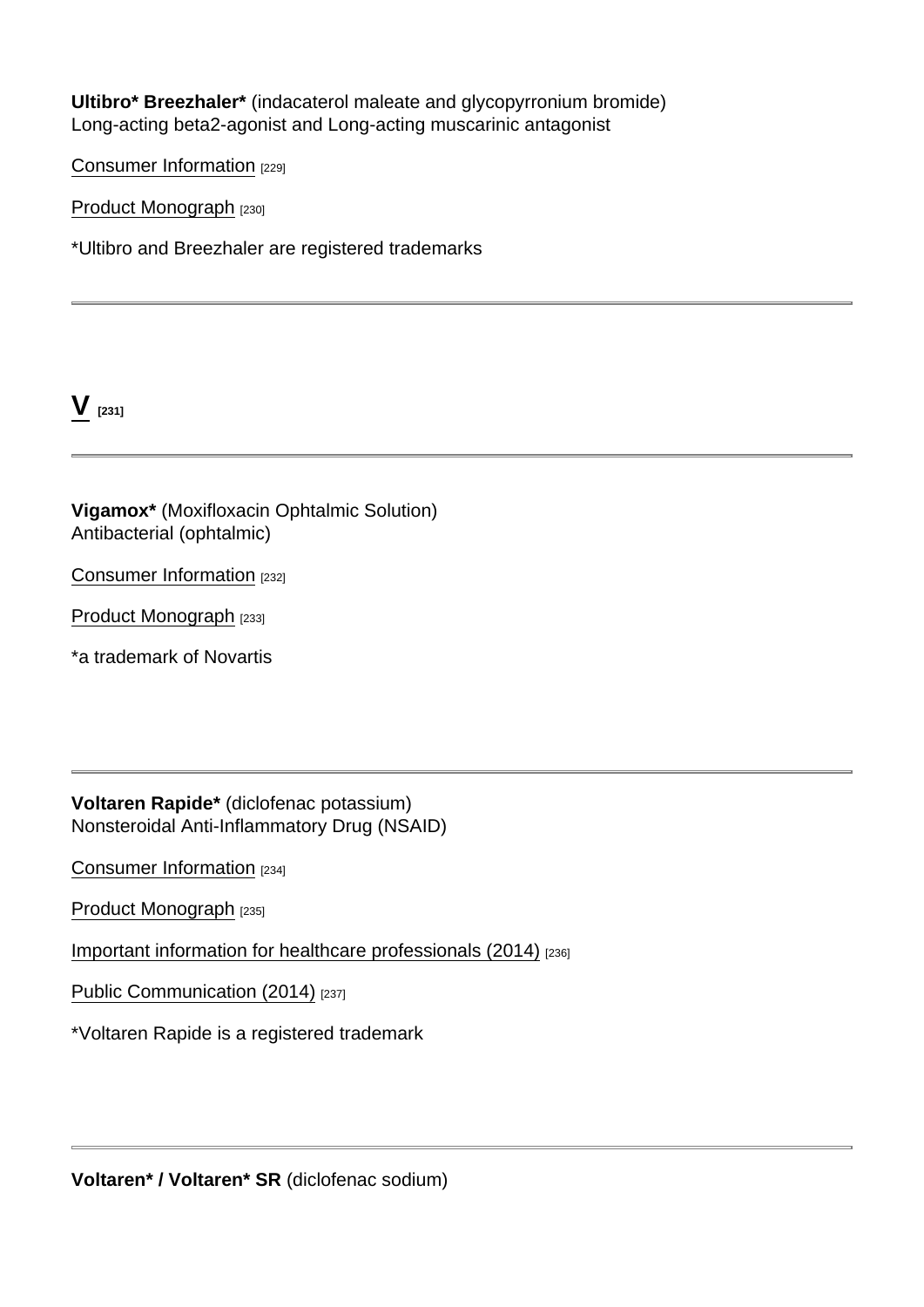**Ultibro* Breezhaler*** (indacaterol maleate and glycopyrronium bromide)
Long-acting beta2-agonist and Long-acting muscarinic antagonist

Consumer Information [229]

Product Monograph [230]

*Ultibro and Breezhaler are registered trademarks

---

## V [231]

---

**Vigamox*** (Moxifloxacin Ophtalmic Solution)
Antibacterial (ophtalmic)

Consumer Information [232]

Product Monograph [233]

*a trademark of Novartis

---

**Voltaren Rapide*** (diclofenac potassium)
Nonsteroidal Anti-Inflammatory Drug (NSAID)

Consumer Information [234]

Product Monograph [235]

Important information for healthcare professionals (2014) [236]

Public Communication (2014) [237]

*Voltaren Rapide is a registered trademark

---

**Voltaren* / Voltaren* SR** (diclofenac sodium)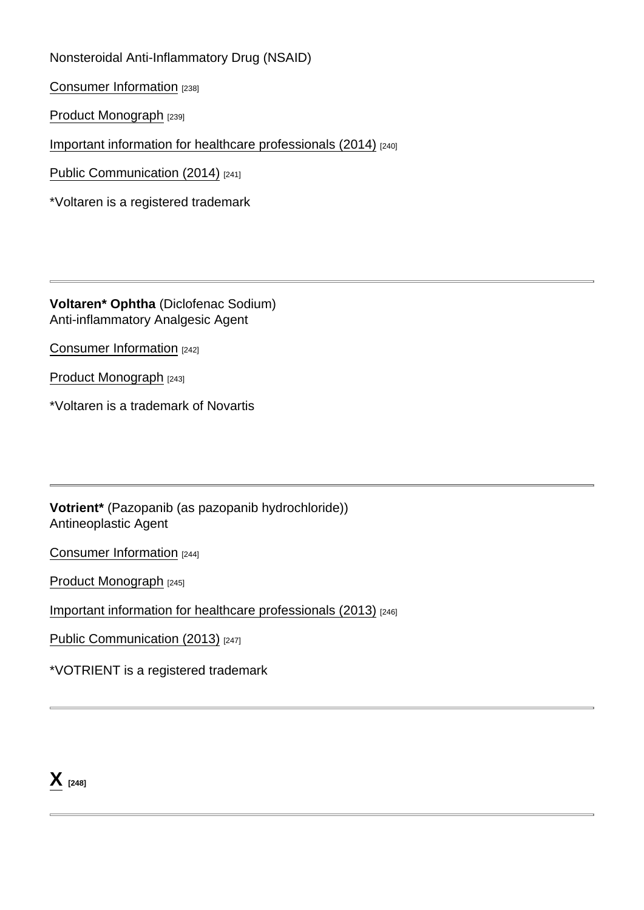Nonsteroidal Anti-Inflammatory Drug (NSAID)

Consumer Information [238]

Product Monograph [239]

Important information for healthcare professionals (2014) [240]

Public Communication (2014) [241]

*Voltaren is a registered trademark

---

**Voltaren* Ophtha** (Diclofenac Sodium)
Anti-inflammatory Analgesic Agent

Consumer Information [242]

Product Monograph [243]

*Voltaren is a trademark of Novartis

---

**Votrient*** (Pazopanib (as pazopanib hydrochloride))
Antineoplastic Agent

Consumer Information [244]

Product Monograph [245]

Important information for healthcare professionals (2013) [246]

Public Communication (2013) [247]

*VOTRIENT is a registered trademark

---

# X [248]

---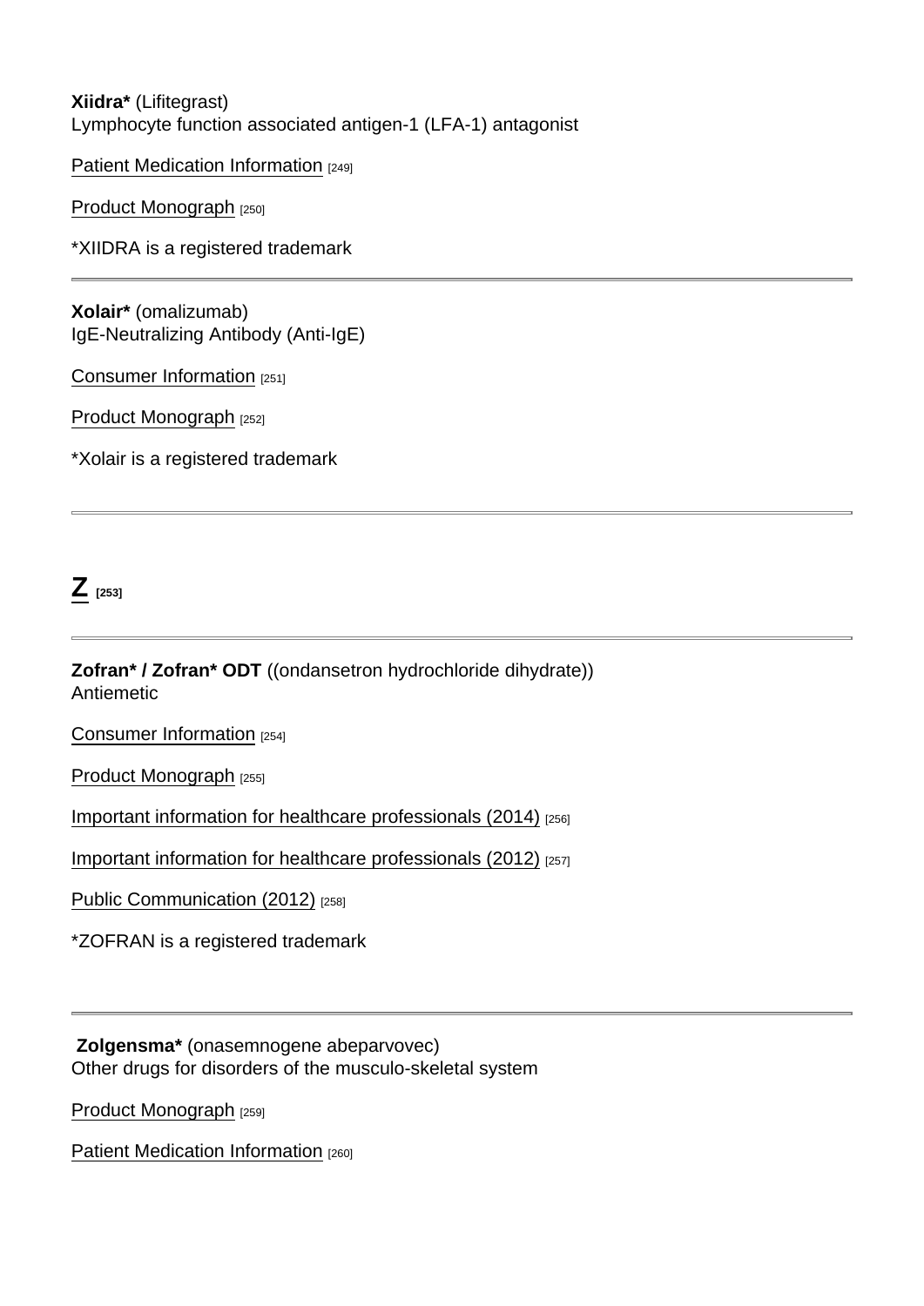**Xiidra*** (Lifitegrast)
Lymphocyte function associated antigen-1 (LFA-1) antagonist

Patient Medication Information [249]

Product Monograph [250]

*XIIDRA is a registered trademark

---

**Xolair*** (omalizumab)
IgE-Neutralizing Antibody (Anti-IgE)

Consumer Information [251]

Product Monograph [252]

*Xolair is a registered trademark

---

## Z [253]

---

**Zofran* / Zofran* ODT** ((ondansetron hydrochloride dihydrate))
Antiemetic

Consumer Information [254]

Product Monograph [255]

Important information for healthcare professionals (2014) [256]

Important information for healthcare professionals (2012) [257]

Public Communication (2012) [258]

*ZOFRAN is a registered trademark

---

**Zolgensma*** (onasemnogene abeparvovec)
Other drugs for disorders of the musculo-skeletal system

Product Monograph [259]

Patient Medication Information [260]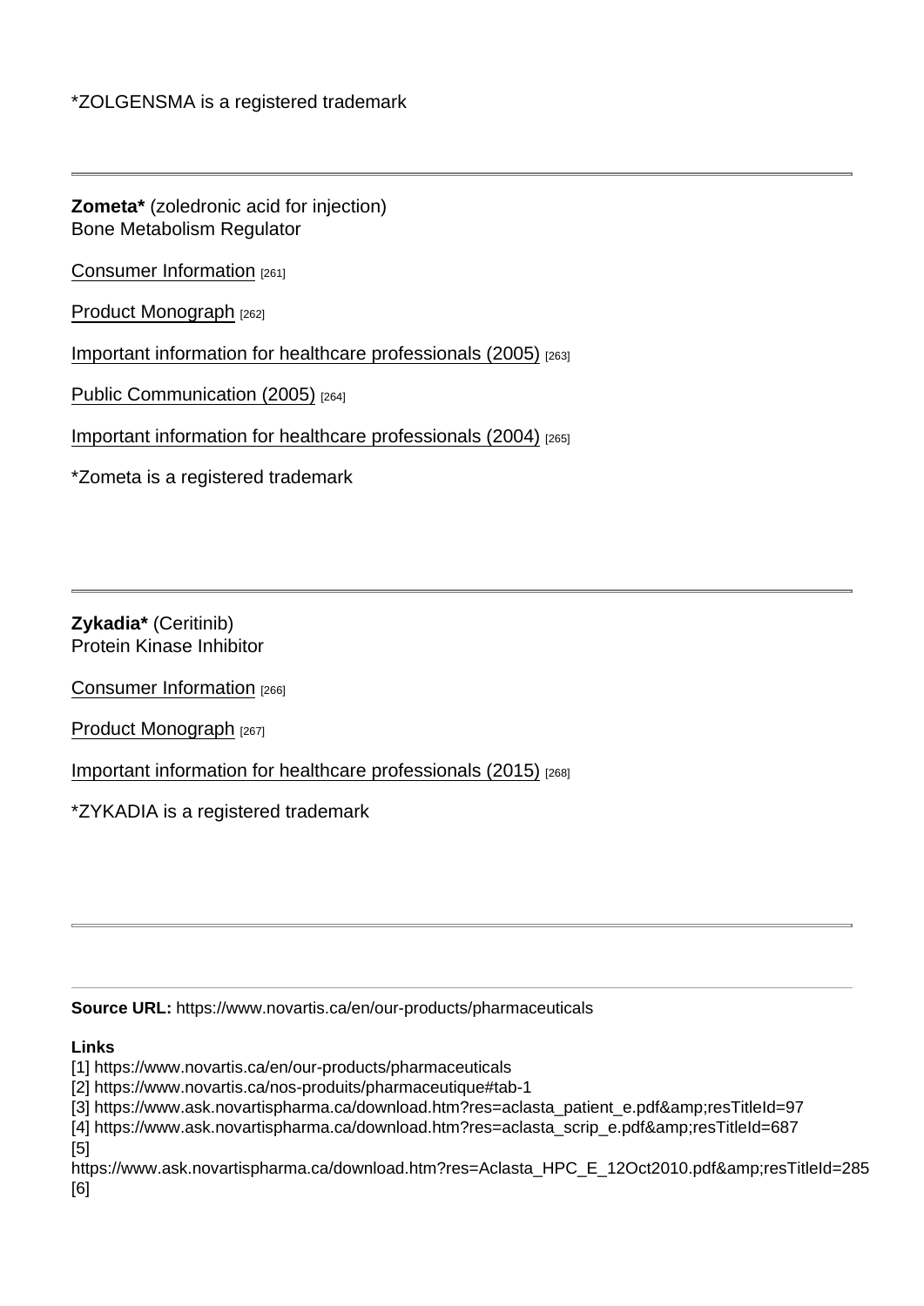*ZOLGENSMA is a registered trademark

---

**Zometa*** (zoledronic acid for injection)
Bone Metabolism Regulator

Consumer Information [261]

Product Monograph [262]

Important information for healthcare professionals (2005) [263]

Public Communication (2005) [264]

Important information for healthcare professionals (2004) [265]

*Zometa is a registered trademark

---

**Zykadia*** (Ceritinib)
Protein Kinase Inhibitor

Consumer Information [266]

Product Monograph [267]

Important information for healthcare professionals (2015) [268]

*ZYKADIA is a registered trademark

---

**Source URL:** https://www.novartis.ca/en/our-products/pharmaceuticals

**Links**
[1] https://www.novartis.ca/en/our-products/pharmaceuticals
[2] https://www.novartis.ca/nos-produits/pharmaceutique#tab-1
[3] https://www.ask.novartispharma.ca/download.htm?res=aclasta_patient_e.pdf&amp;resTitleId=97
[4] https://www.ask.novartispharma.ca/download.htm?res=aclasta_scrip_e.pdf&amp;resTitleId=687
[5]
https://www.ask.novartispharma.ca/download.htm?res=Aclasta_HPC_E_12Oct2010.pdf&amp;resTitleId=285
[6]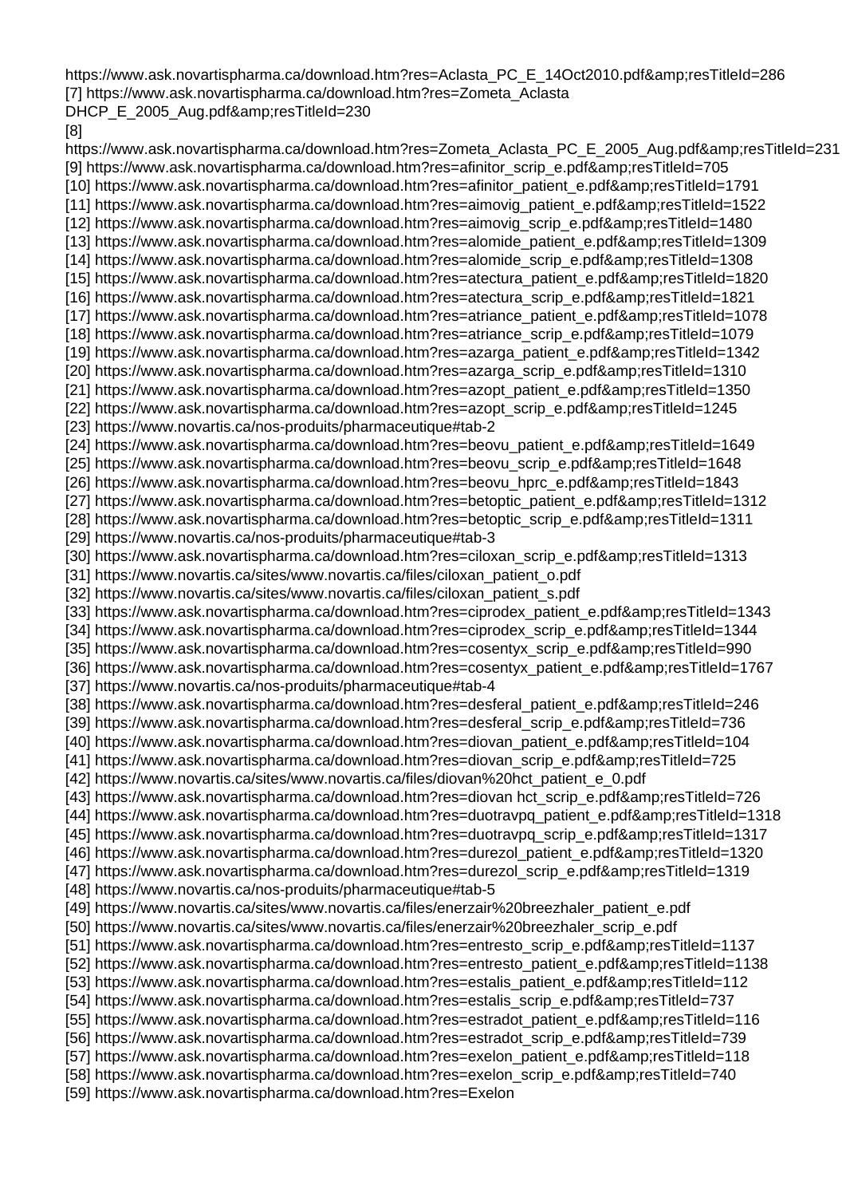https://www.ask.novartispharma.ca/download.htm?res=Aclasta_PC_E_14Oct2010.pdf&amp;resTitleId=286
[7] https://www.ask.novartispharma.ca/download.htm?res=Zometa_Aclasta DHCP_E_2005_Aug.pdf&amp;resTitleId=230
[8] https://www.ask.novartispharma.ca/download.htm?res=Zometa_Aclasta_PC_E_2005_Aug.pdf&amp;resTitleId=231
[9] https://www.ask.novartispharma.ca/download.htm?res=afinitor_scrip_e.pdf&amp;resTitleId=705
[10] https://www.ask.novartispharma.ca/download.htm?res=afinitor_patient_e.pdf&amp;resTitleId=1791
[11] https://www.ask.novartispharma.ca/download.htm?res=aimovig_patient_e.pdf&amp;resTitleId=1522
[12] https://www.ask.novartispharma.ca/download.htm?res=aimovig_scrip_e.pdf&amp;resTitleId=1480
[13] https://www.ask.novartispharma.ca/download.htm?res=alomide_patient_e.pdf&amp;resTitleId=1309
[14] https://www.ask.novartispharma.ca/download.htm?res=alomide_scrip_e.pdf&amp;resTitleId=1308
[15] https://www.ask.novartispharma.ca/download.htm?res=atectura_patient_e.pdf&amp;resTitleId=1820
[16] https://www.ask.novartispharma.ca/download.htm?res=atectura_scrip_e.pdf&amp;resTitleId=1821
[17] https://www.ask.novartispharma.ca/download.htm?res=atriance_patient_e.pdf&amp;resTitleId=1078
[18] https://www.ask.novartispharma.ca/download.htm?res=atriance_scrip_e.pdf&amp;resTitleId=1079
[19] https://www.ask.novartispharma.ca/download.htm?res=azarga_patient_e.pdf&amp;resTitleId=1342
[20] https://www.ask.novartispharma.ca/download.htm?res=azarga_scrip_e.pdf&amp;resTitleId=1310
[21] https://www.ask.novartispharma.ca/download.htm?res=azopt_patient_e.pdf&amp;resTitleId=1350
[22] https://www.ask.novartispharma.ca/download.htm?res=azopt_scrip_e.pdf&amp;resTitleId=1245
[23] https://www.novartis.ca/nos-produits/pharmaceutique#tab-2
[24] https://www.ask.novartispharma.ca/download.htm?res=beovu_patient_e.pdf&amp;resTitleId=1649
[25] https://www.ask.novartispharma.ca/download.htm?res=beovu_scrip_e.pdf&amp;resTitleId=1648
[26] https://www.ask.novartispharma.ca/download.htm?res=beovu_hprc_e.pdf&amp;resTitleId=1843
[27] https://www.ask.novartispharma.ca/download.htm?res=betoptic_patient_e.pdf&amp;resTitleId=1312
[28] https://www.ask.novartispharma.ca/download.htm?res=betoptic_scrip_e.pdf&amp;resTitleId=1311
[29] https://www.novartis.ca/nos-produits/pharmaceutique#tab-3
[30] https://www.ask.novartispharma.ca/download.htm?res=ciloxan_scrip_e.pdf&amp;resTitleId=1313
[31] https://www.novartis.ca/sites/www.novartis.ca/files/ciloxan_patient_o.pdf
[32] https://www.novartis.ca/sites/www.novartis.ca/files/ciloxan_patient_s.pdf
[33] https://www.ask.novartispharma.ca/download.htm?res=ciprodex_patient_e.pdf&amp;resTitleId=1343
[34] https://www.ask.novartispharma.ca/download.htm?res=ciprodex_scrip_e.pdf&amp;resTitleId=1344
[35] https://www.ask.novartispharma.ca/download.htm?res=cosentyx_scrip_e.pdf&amp;resTitleId=990
[36] https://www.ask.novartispharma.ca/download.htm?res=cosentyx_patient_e.pdf&amp;resTitleId=1767
[37] https://www.novartis.ca/nos-produits/pharmaceutique#tab-4
[38] https://www.ask.novartispharma.ca/download.htm?res=desferal_patient_e.pdf&amp;resTitleId=246
[39] https://www.ask.novartispharma.ca/download.htm?res=desferal_scrip_e.pdf&amp;resTitleId=736
[40] https://www.ask.novartispharma.ca/download.htm?res=diovan_patient_e.pdf&amp;resTitleId=104
[41] https://www.ask.novartispharma.ca/download.htm?res=diovan_scrip_e.pdf&amp;resTitleId=725
[42] https://www.novartis.ca/sites/www.novartis.ca/files/diovan%20hct_patient_e_0.pdf
[43] https://www.ask.novartispharma.ca/download.htm?res=diovan hct_scrip_e.pdf&amp;resTitleId=726
[44] https://www.ask.novartispharma.ca/download.htm?res=duotravpq_patient_e.pdf&amp;resTitleId=1318
[45] https://www.ask.novartispharma.ca/download.htm?res=duotravpq_scrip_e.pdf&amp;resTitleId=1317
[46] https://www.ask.novartispharma.ca/download.htm?res=durezol_patient_e.pdf&amp;resTitleId=1320
[47] https://www.ask.novartispharma.ca/download.htm?res=durezol_scrip_e.pdf&amp;resTitleId=1319
[48] https://www.novartis.ca/nos-produits/pharmaceutique#tab-5
[49] https://www.novartis.ca/sites/www.novartis.ca/files/enerzair%20breezhaler_patient_e.pdf
[50] https://www.novartis.ca/sites/www.novartis.ca/files/enerzair%20breezhaler_scrip_e.pdf
[51] https://www.ask.novartispharma.ca/download.htm?res=entresto_scrip_e.pdf&amp;resTitleId=1137
[52] https://www.ask.novartispharma.ca/download.htm?res=entresto_patient_e.pdf&amp;resTitleId=1138
[53] https://www.ask.novartispharma.ca/download.htm?res=estalis_patient_e.pdf&amp;resTitleId=112
[54] https://www.ask.novartispharma.ca/download.htm?res=estalis_scrip_e.pdf&amp;resTitleId=737
[55] https://www.ask.novartispharma.ca/download.htm?res=estradot_patient_e.pdf&amp;resTitleId=116
[56] https://www.ask.novartispharma.ca/download.htm?res=estradot_scrip_e.pdf&amp;resTitleId=739
[57] https://www.ask.novartispharma.ca/download.htm?res=exelon_patient_e.pdf&amp;resTitleId=118
[58] https://www.ask.novartispharma.ca/download.htm?res=exelon_scrip_e.pdf&amp;resTitleId=740
[59] https://www.ask.novartispharma.ca/download.htm?res=Exelon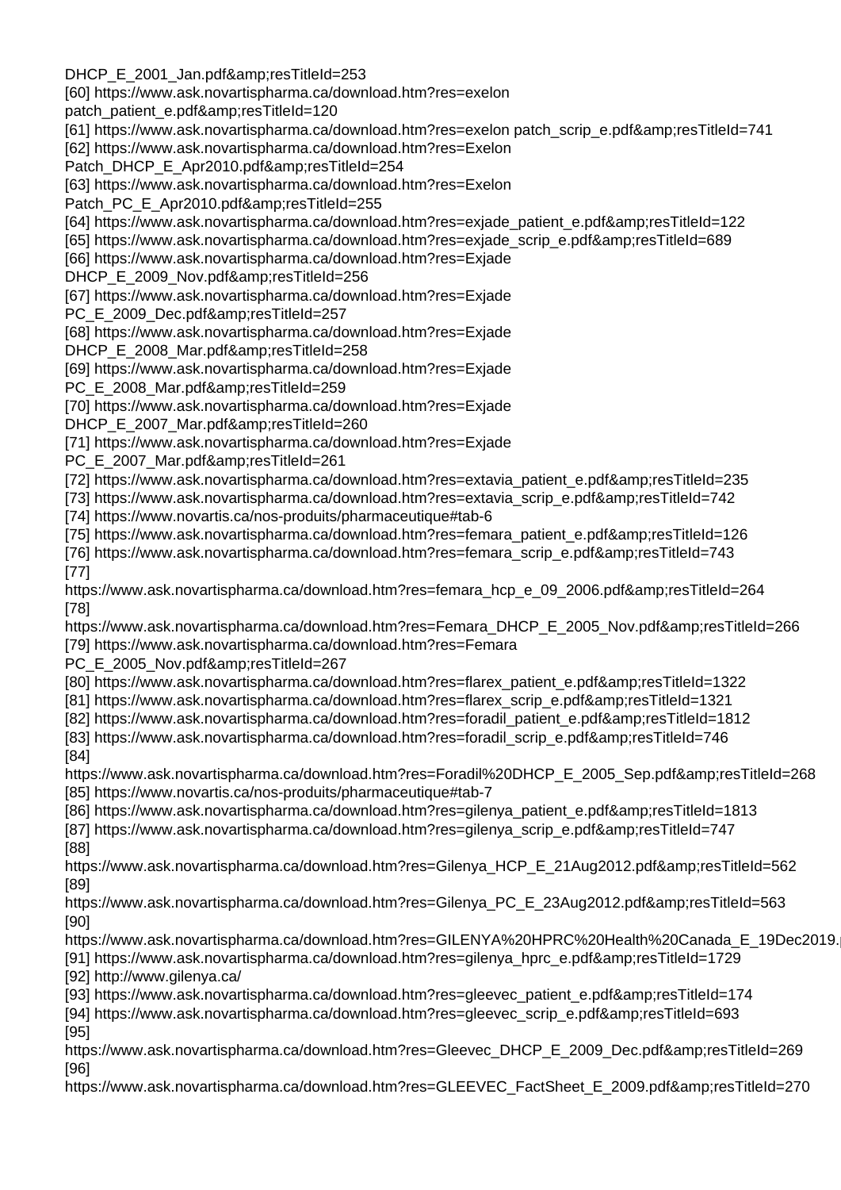DHCP_E_2001_Jan.pdf&amp;resTitleId=253
[60] https://www.ask.novartispharma.ca/download.htm?res=exelon patch_patient_e.pdf&amp;resTitleId=120
[61] https://www.ask.novartispharma.ca/download.htm?res=exelon patch_scrip_e.pdf&amp;resTitleId=741
[62] https://www.ask.novartispharma.ca/download.htm?res=Exelon Patch_DHCP_E_Apr2010.pdf&amp;resTitleId=254
[63] https://www.ask.novartispharma.ca/download.htm?res=Exelon Patch_PC_E_Apr2010.pdf&amp;resTitleId=255
[64] https://www.ask.novartispharma.ca/download.htm?res=exjade_patient_e.pdf&amp;resTitleId=122
[65] https://www.ask.novartispharma.ca/download.htm?res=exjade_scrip_e.pdf&amp;resTitleId=689
[66] https://www.ask.novartispharma.ca/download.htm?res=Exjade DHCP_E_2009_Nov.pdf&amp;resTitleId=256
[67] https://www.ask.novartispharma.ca/download.htm?res=Exjade PC_E_2009_Dec.pdf&amp;resTitleId=257
[68] https://www.ask.novartispharma.ca/download.htm?res=Exjade DHCP_E_2008_Mar.pdf&amp;resTitleId=258
[69] https://www.ask.novartispharma.ca/download.htm?res=Exjade PC_E_2008_Mar.pdf&amp;resTitleId=259
[70] https://www.ask.novartispharma.ca/download.htm?res=Exjade DHCP_E_2007_Mar.pdf&amp;resTitleId=260
[71] https://www.ask.novartispharma.ca/download.htm?res=Exjade PC_E_2007_Mar.pdf&amp;resTitleId=261
[72] https://www.ask.novartispharma.ca/download.htm?res=extavia_patient_e.pdf&amp;resTitleId=235
[73] https://www.ask.novartispharma.ca/download.htm?res=extavia_scrip_e.pdf&amp;resTitleId=742
[74] https://www.novartis.ca/nos-produits/pharmaceutique#tab-6
[75] https://www.ask.novartispharma.ca/download.htm?res=femara_patient_e.pdf&amp;resTitleId=126
[76] https://www.ask.novartispharma.ca/download.htm?res=femara_scrip_e.pdf&amp;resTitleId=743
[77] https://www.ask.novartispharma.ca/download.htm?res=femara_hcp_e_09_2006.pdf&amp;resTitleId=264
[78] https://www.ask.novartispharma.ca/download.htm?res=Femara_DHCP_E_2005_Nov.pdf&amp;resTitleId=266
[79] https://www.ask.novartispharma.ca/download.htm?res=Femara PC_E_2005_Nov.pdf&amp;resTitleId=267
[80] https://www.ask.novartispharma.ca/download.htm?res=flarex_patient_e.pdf&amp;resTitleId=1322
[81] https://www.ask.novartispharma.ca/download.htm?res=flarex_scrip_e.pdf&amp;resTitleId=1321
[82] https://www.ask.novartispharma.ca/download.htm?res=foradil_patient_e.pdf&amp;resTitleId=1812
[83] https://www.ask.novartispharma.ca/download.htm?res=foradil_scrip_e.pdf&amp;resTitleId=746
[84] https://www.ask.novartispharma.ca/download.htm?res=Foradil%20DHCP_E_2005_Sep.pdf&amp;resTitleId=268
[85] https://www.novartis.ca/nos-produits/pharmaceutique#tab-7
[86] https://www.ask.novartispharma.ca/download.htm?res=gilenya_patient_e.pdf&amp;resTitleId=1813
[87] https://www.ask.novartispharma.ca/download.htm?res=gilenya_scrip_e.pdf&amp;resTitleId=747
[88] https://www.ask.novartispharma.ca/download.htm?res=Gilenya_HCP_E_21Aug2012.pdf&amp;resTitleId=562
[89] https://www.ask.novartispharma.ca/download.htm?res=Gilenya_PC_E_23Aug2012.pdf&amp;resTitleId=563
[90] https://www.ask.novartispharma.ca/download.htm?res=GILENYA%20HPRC%20Health%20Canada_E_19Dec2019.
[91] https://www.ask.novartispharma.ca/download.htm?res=gilenya_hprc_e.pdf&amp;resTitleId=1729
[92] http://www.gilenya.ca/
[93] https://www.ask.novartispharma.ca/download.htm?res=gleevec_patient_e.pdf&amp;resTitleId=174
[94] https://www.ask.novartispharma.ca/download.htm?res=gleevec_scrip_e.pdf&amp;resTitleId=693
[95] https://www.ask.novartispharma.ca/download.htm?res=Gleevec_DHCP_E_2009_Dec.pdf&amp;resTitleId=269
[96] https://www.ask.novartispharma.ca/download.htm?res=GLEEVEC_FactSheet_E_2009.pdf&amp;resTitleId=270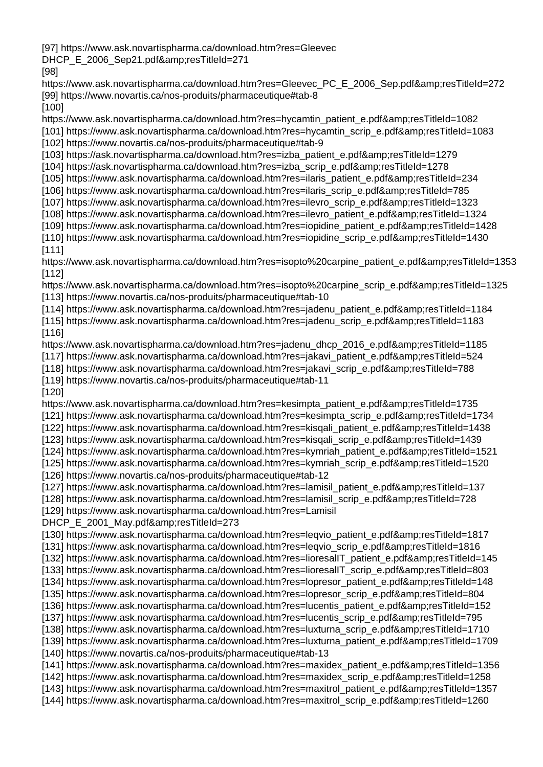[97] https://www.ask.novartispharma.ca/download.htm?res=Gleevec DHCP_E_2006_Sep21.pdf&amp;resTitleId=271

[98] https://www.ask.novartispharma.ca/download.htm?res=Gleevec_PC_E_2006_Sep.pdf&amp;resTitleId=272

[99] https://www.novartis.ca/nos-produits/pharmaceutique#tab-8

[100] https://www.ask.novartispharma.ca/download.htm?res=hycamtin_patient_e.pdf&amp;resTitleId=1082

[101] https://www.ask.novartispharma.ca/download.htm?res=hycamtin_scrip_e.pdf&amp;resTitleId=1083

[102] https://www.novartis.ca/nos-produits/pharmaceutique#tab-9

[103] https://ask.novartispharma.ca/download.htm?res=izba_patient_e.pdf&amp;resTitleId=1279

[104] https://ask.novartispharma.ca/download.htm?res=izba_scrip_e.pdf&amp;resTitleId=1278

[105] https://www.ask.novartispharma.ca/download.htm?res=ilaris_patient_e.pdf&amp;resTitleId=234

[106] https://www.ask.novartispharma.ca/download.htm?res=ilaris_scrip_e.pdf&amp;resTitleId=785

[107] https://www.ask.novartispharma.ca/download.htm?res=ilevro_scrip_e.pdf&amp;resTitleId=1323

[108] https://www.ask.novartispharma.ca/download.htm?res=ilevro_patient_e.pdf&amp;resTitleId=1324

[109] https://www.ask.novartispharma.ca/download.htm?res=iopidine_patient_e.pdf&amp;resTitleId=1428

[110] https://www.ask.novartispharma.ca/download.htm?res=iopidine_scrip_e.pdf&amp;resTitleId=1430

[111] https://www.ask.novartispharma.ca/download.htm?res=isopto%20carpine_patient_e.pdf&amp;resTitleId=1353

[112] https://www.ask.novartispharma.ca/download.htm?res=isopto%20carpine_scrip_e.pdf&amp;resTitleId=1325

[113] https://www.novartis.ca/nos-produits/pharmaceutique#tab-10

[114] https://www.ask.novartispharma.ca/download.htm?res=jadenu_patient_e.pdf&amp;resTitleId=1184

[115] https://www.ask.novartispharma.ca/download.htm?res=jadenu_scrip_e.pdf&amp;resTitleId=1183

[116] https://www.ask.novartispharma.ca/download.htm?res=jadenu_dhcp_2016_e.pdf&amp;resTitleId=1185

[117] https://www.ask.novartispharma.ca/download.htm?res=jakavi_patient_e.pdf&amp;resTitleId=524

[118] https://www.ask.novartispharma.ca/download.htm?res=jakavi_scrip_e.pdf&amp;resTitleId=788

[119] https://www.novartis.ca/nos-produits/pharmaceutique#tab-11

[120] https://www.ask.novartispharma.ca/download.htm?res=kesimpta_patient_e.pdf&amp;resTitleId=1735

[121] https://www.ask.novartispharma.ca/download.htm?res=kesimpta_scrip_e.pdf&amp;resTitleId=1734

[122] https://www.ask.novartispharma.ca/download.htm?res=kisqali_patient_e.pdf&amp;resTitleId=1438

[123] https://www.ask.novartispharma.ca/download.htm?res=kisqali_scrip_e.pdf&amp;resTitleId=1439

[124] https://www.ask.novartispharma.ca/download.htm?res=kymriah_patient_e.pdf&amp;resTitleId=1521

[125] https://www.ask.novartispharma.ca/download.htm?res=kymriah_scrip_e.pdf&amp;resTitleId=1520

[126] https://www.novartis.ca/nos-produits/pharmaceutique#tab-12

[127] https://www.ask.novartispharma.ca/download.htm?res=lamisil_patient_e.pdf&amp;resTitleId=137

[128] https://www.ask.novartispharma.ca/download.htm?res=lamisil_scrip_e.pdf&amp;resTitleId=728

[129] https://www.ask.novartispharma.ca/download.htm?res=Lamisil DHCP_E_2001_May.pdf&amp;resTitleId=273

[130] https://www.ask.novartispharma.ca/download.htm?res=leqvio_patient_e.pdf&amp;resTitleId=1817

[131] https://www.ask.novartispharma.ca/download.htm?res=leqvio_scrip_e.pdf&amp;resTitleId=1816

[132] https://www.ask.novartispharma.ca/download.htm?res=lioresalIT_patient_e.pdf&amp;resTitleId=145

[133] https://www.ask.novartispharma.ca/download.htm?res=lioresalIT_scrip_e.pdf&amp;resTitleId=803

[134] https://www.ask.novartispharma.ca/download.htm?res=lopresor_patient_e.pdf&amp;resTitleId=148

[135] https://www.ask.novartispharma.ca/download.htm?res=lopresor_scrip_e.pdf&amp;resTitleId=804

[136] https://www.ask.novartispharma.ca/download.htm?res=lucentis_patient_e.pdf&amp;resTitleId=152

[137] https://www.ask.novartispharma.ca/download.htm?res=lucentis_scrip_e.pdf&amp;resTitleId=795

[138] https://www.ask.novartispharma.ca/download.htm?res=luxturna_scrip_e.pdf&amp;resTitleId=1710

[139] https://www.ask.novartispharma.ca/download.htm?res=luxturna_patient_e.pdf&amp;resTitleId=1709

[140] https://www.novartis.ca/nos-produits/pharmaceutique#tab-13

[141] https://www.ask.novartispharma.ca/download.htm?res=maxidex_patient_e.pdf&amp;resTitleId=1356

[142] https://www.ask.novartispharma.ca/download.htm?res=maxidex_scrip_e.pdf&amp;resTitleId=1258

[143] https://www.ask.novartispharma.ca/download.htm?res=maxitrol_patient_e.pdf&amp;resTitleId=1357

[144] https://www.ask.novartispharma.ca/download.htm?res=maxitrol_scrip_e.pdf&amp;resTitleId=1260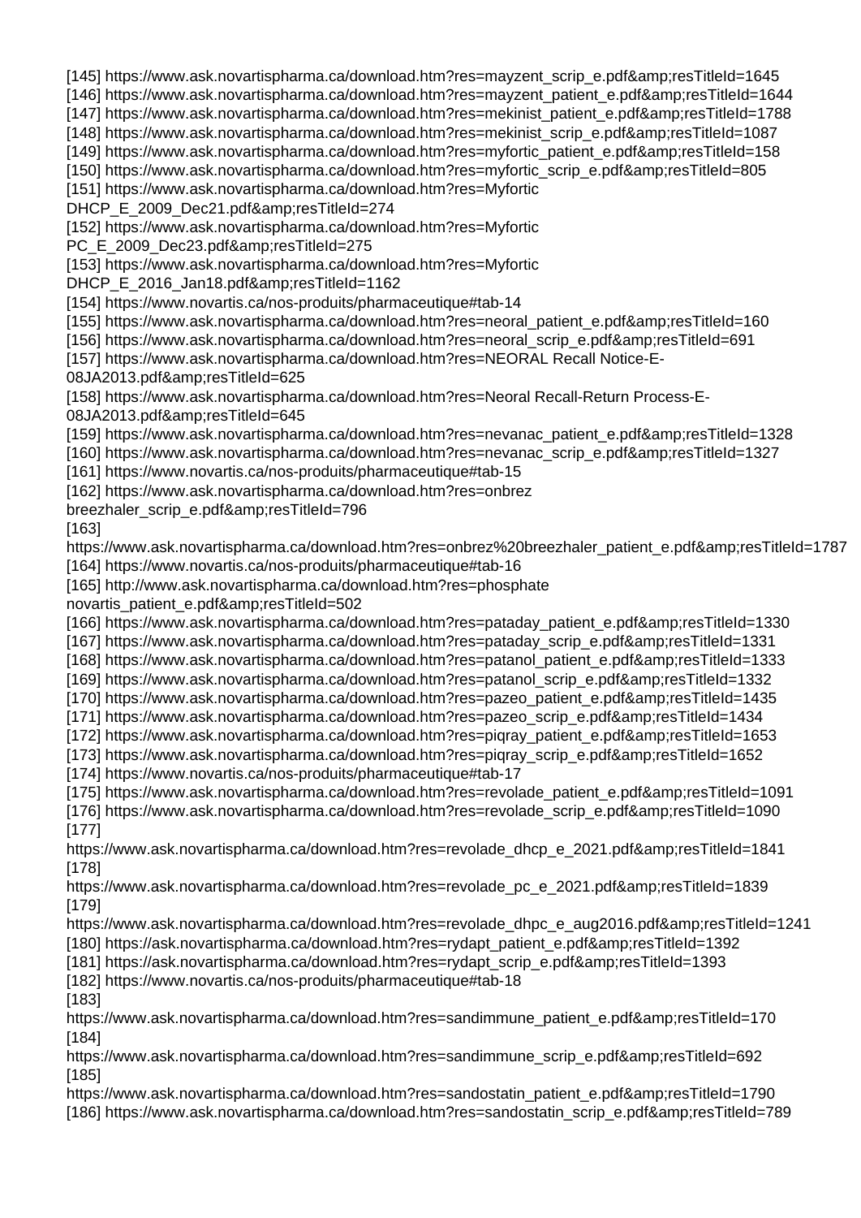[145] https://www.ask.novartispharma.ca/download.htm?res=mayzent_scrip_e.pdf&amp;resTitleId=1645
[146] https://www.ask.novartispharma.ca/download.htm?res=mayzent_patient_e.pdf&amp;resTitleId=1644
[147] https://www.ask.novartispharma.ca/download.htm?res=mekinist_patient_e.pdf&amp;resTitleId=1788
[148] https://www.ask.novartispharma.ca/download.htm?res=mekinist_scrip_e.pdf&amp;resTitleId=1087
[149] https://www.ask.novartispharma.ca/download.htm?res=myfortic_patient_e.pdf&amp;resTitleId=158
[150] https://www.ask.novartispharma.ca/download.htm?res=myfortic_scrip_e.pdf&amp;resTitleId=805
[151] https://www.ask.novartispharma.ca/download.htm?res=Myfortic DHCP_E_2009_Dec21.pdf&amp;resTitleId=274
[152] https://www.ask.novartispharma.ca/download.htm?res=Myfortic PC_E_2009_Dec23.pdf&amp;resTitleId=275
[153] https://www.ask.novartispharma.ca/download.htm?res=Myfortic DHCP_E_2016_Jan18.pdf&amp;resTitleId=1162
[154] https://www.novartis.ca/nos-produits/pharmaceutique#tab-14
[155] https://www.ask.novartispharma.ca/download.htm?res=neoral_patient_e.pdf&amp;resTitleId=160
[156] https://www.ask.novartispharma.ca/download.htm?res=neoral_scrip_e.pdf&amp;resTitleId=691
[157] https://www.ask.novartispharma.ca/download.htm?res=NEORAL Recall Notice-E-08JA2013.pdf&amp;resTitleId=625
[158] https://www.ask.novartispharma.ca/download.htm?res=Neoral Recall-Return Process-E-08JA2013.pdf&amp;resTitleId=645
[159] https://www.ask.novartispharma.ca/download.htm?res=nevanac_patient_e.pdf&amp;resTitleId=1328
[160] https://www.ask.novartispharma.ca/download.htm?res=nevanac_scrip_e.pdf&amp;resTitleId=1327
[161] https://www.novartis.ca/nos-produits/pharmaceutique#tab-15
[162] https://www.ask.novartispharma.ca/download.htm?res=onbrez breezhaler_scrip_e.pdf&amp;resTitleId=796
[163] https://www.ask.novartispharma.ca/download.htm?res=onbrez%20breezhaler_patient_e.pdf&amp;resTitleId=1787
[164] https://www.novartis.ca/nos-produits/pharmaceutique#tab-16
[165] http://www.ask.novartispharma.ca/download.htm?res=phosphate novartis_patient_e.pdf&amp;resTitleId=502
[166] https://www.ask.novartispharma.ca/download.htm?res=pataday_patient_e.pdf&amp;resTitleId=1330
[167] https://www.ask.novartispharma.ca/download.htm?res=pataday_scrip_e.pdf&amp;resTitleId=1331
[168] https://www.ask.novartispharma.ca/download.htm?res=patanol_patient_e.pdf&amp;resTitleId=1333
[169] https://www.ask.novartispharma.ca/download.htm?res=patanol_scrip_e.pdf&amp;resTitleId=1332
[170] https://www.ask.novartispharma.ca/download.htm?res=pazeo_patient_e.pdf&amp;resTitleId=1435
[171] https://www.ask.novartispharma.ca/download.htm?res=pazeo_scrip_e.pdf&amp;resTitleId=1434
[172] https://www.ask.novartispharma.ca/download.htm?res=piqray_patient_e.pdf&amp;resTitleId=1653
[173] https://www.ask.novartispharma.ca/download.htm?res=piqray_scrip_e.pdf&amp;resTitleId=1652
[174] https://www.novartis.ca/nos-produits/pharmaceutique#tab-17
[175] https://www.ask.novartispharma.ca/download.htm?res=revolade_patient_e.pdf&amp;resTitleId=1091
[176] https://www.ask.novartispharma.ca/download.htm?res=revolade_scrip_e.pdf&amp;resTitleId=1090
[177] https://www.ask.novartispharma.ca/download.htm?res=revolade_dhcp_e_2021.pdf&amp;resTitleId=1841
[178] https://www.ask.novartispharma.ca/download.htm?res=revolade_pc_e_2021.pdf&amp;resTitleId=1839
[179] https://www.ask.novartispharma.ca/download.htm?res=revolade_dhpc_e_aug2016.pdf&amp;resTitleId=1241
[180] https://ask.novartispharma.ca/download.htm?res=rydapt_patient_e.pdf&amp;resTitleId=1392
[181] https://ask.novartispharma.ca/download.htm?res=rydapt_scrip_e.pdf&amp;resTitleId=1393
[182] https://www.novartis.ca/nos-produits/pharmaceutique#tab-18
[183] https://www.ask.novartispharma.ca/download.htm?res=sandimmune_patient_e.pdf&amp;resTitleId=170
[184] https://www.ask.novartispharma.ca/download.htm?res=sandimmune_scrip_e.pdf&amp;resTitleId=692
[185] https://www.ask.novartispharma.ca/download.htm?res=sandostatin_patient_e.pdf&amp;resTitleId=1790
[186] https://www.ask.novartispharma.ca/download.htm?res=sandostatin_scrip_e.pdf&amp;resTitleId=789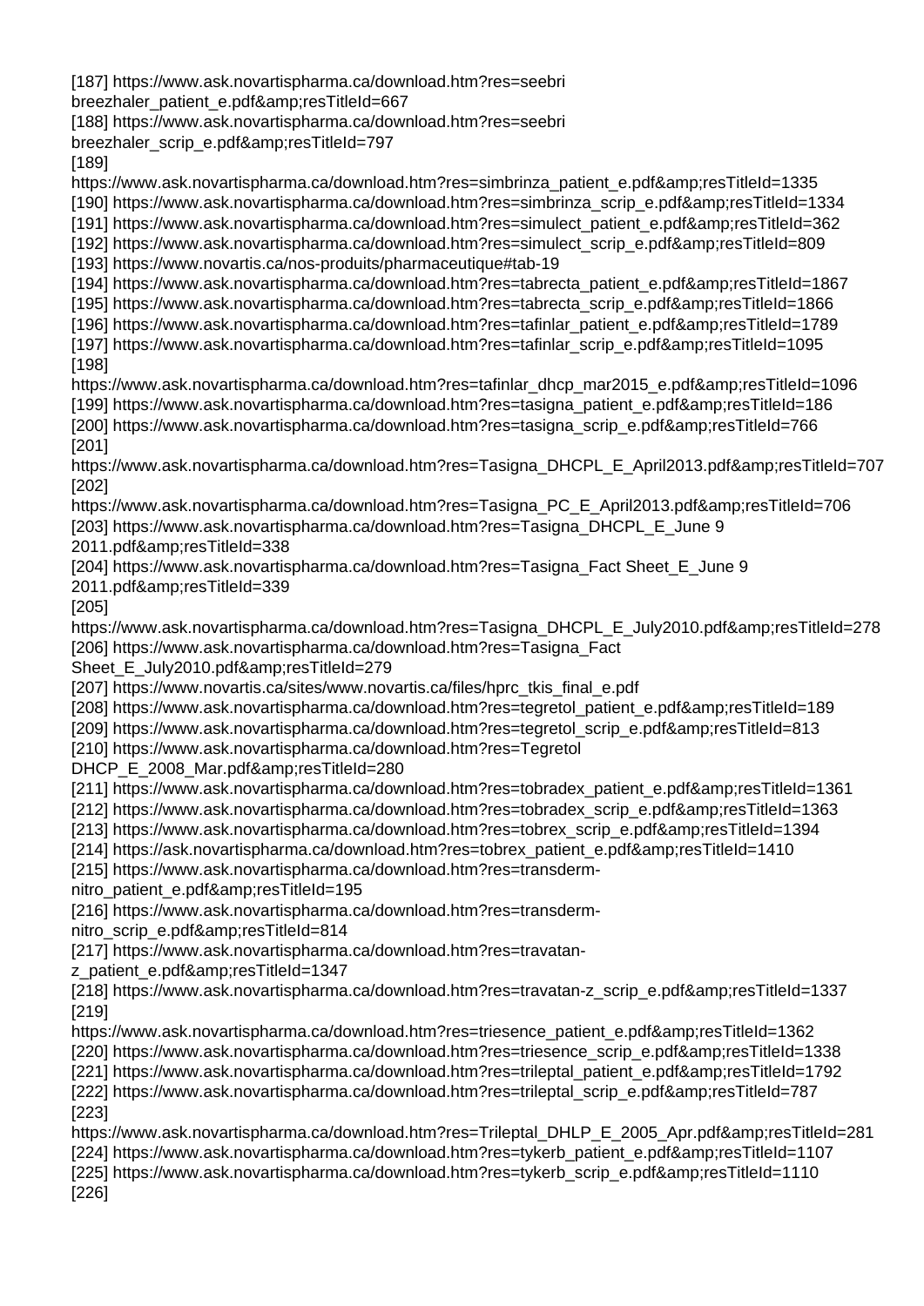[187] https://www.ask.novartispharma.ca/download.htm?res=seebri breezhaler_patient_e.pdf&amp;resTitleId=667
[188] https://www.ask.novartispharma.ca/download.htm?res=seebri breezhaler_scrip_e.pdf&amp;resTitleId=797
[189] https://www.ask.novartispharma.ca/download.htm?res=simbrinza_patient_e.pdf&amp;resTitleId=1335
[190] https://www.ask.novartispharma.ca/download.htm?res=simbrinza_scrip_e.pdf&amp;resTitleId=1334
[191] https://www.ask.novartispharma.ca/download.htm?res=simulect_patient_e.pdf&amp;resTitleId=362
[192] https://www.ask.novartispharma.ca/download.htm?res=simulect_scrip_e.pdf&amp;resTitleId=809
[193] https://www.novartis.ca/nos-produits/pharmaceutique#tab-19
[194] https://www.ask.novartispharma.ca/download.htm?res=tabrecta_patient_e.pdf&amp;resTitleId=1867
[195] https://www.ask.novartispharma.ca/download.htm?res=tabrecta_scrip_e.pdf&amp;resTitleId=1866
[196] https://www.ask.novartispharma.ca/download.htm?res=tafinlar_patient_e.pdf&amp;resTitleId=1789
[197] https://www.ask.novartispharma.ca/download.htm?res=tafinlar_scrip_e.pdf&amp;resTitleId=1095
[198] https://www.ask.novartispharma.ca/download.htm?res=tafinlar_dhcp_mar2015_e.pdf&amp;resTitleId=1096
[199] https://www.ask.novartispharma.ca/download.htm?res=tasigna_patient_e.pdf&amp;resTitleId=186
[200] https://www.ask.novartispharma.ca/download.htm?res=tasigna_scrip_e.pdf&amp;resTitleId=766
[201] https://www.ask.novartispharma.ca/download.htm?res=Tasigna_DHCPL_E_April2013.pdf&amp;resTitleId=707
[202] https://www.ask.novartispharma.ca/download.htm?res=Tasigna_PC_E_April2013.pdf&amp;resTitleId=706
[203] https://www.ask.novartispharma.ca/download.htm?res=Tasigna_DHCPL_E_June 9 2011.pdf&amp;resTitleId=338
[204] https://www.ask.novartispharma.ca/download.htm?res=Tasigna_Fact Sheet_E_June 9 2011.pdf&amp;resTitleId=339
[205] https://www.ask.novartispharma.ca/download.htm?res=Tasigna_DHCPL_E_July2010.pdf&amp;resTitleId=278
[206] https://www.ask.novartispharma.ca/download.htm?res=Tasigna_Fact Sheet_E_July2010.pdf&amp;resTitleId=279
[207] https://www.novartis.ca/sites/www.novartis.ca/files/hprc_tkis_final_e.pdf
[208] https://www.ask.novartispharma.ca/download.htm?res=tegretol_patient_e.pdf&amp;resTitleId=189
[209] https://www.ask.novartispharma.ca/download.htm?res=tegretol_scrip_e.pdf&amp;resTitleId=813
[210] https://www.ask.novartispharma.ca/download.htm?res=Tegretol DHCP_E_2008_Mar.pdf&amp;resTitleId=280
[211] https://www.ask.novartispharma.ca/download.htm?res=tobradex_patient_e.pdf&amp;resTitleId=1361
[212] https://www.ask.novartispharma.ca/download.htm?res=tobradex_scrip_e.pdf&amp;resTitleId=1363
[213] https://www.ask.novartispharma.ca/download.htm?res=tobrex_scrip_e.pdf&amp;resTitleId=1394
[214] https://ask.novartispharma.ca/download.htm?res=tobrex_patient_e.pdf&amp;resTitleId=1410
[215] https://www.ask.novartispharma.ca/download.htm?res=transderm-nitro_patient_e.pdf&amp;resTitleId=195
[216] https://www.ask.novartispharma.ca/download.htm?res=transderm-nitro_scrip_e.pdf&amp;resTitleId=814
[217] https://www.ask.novartispharma.ca/download.htm?res=travatan-z_patient_e.pdf&amp;resTitleId=1347
[218] https://www.ask.novartispharma.ca/download.htm?res=travatan-z_scrip_e.pdf&amp;resTitleId=1337
[219] https://www.ask.novartispharma.ca/download.htm?res=triesence_patient_e.pdf&amp;resTitleId=1362
[220] https://www.ask.novartispharma.ca/download.htm?res=triesence_scrip_e.pdf&amp;resTitleId=1338
[221] https://www.ask.novartispharma.ca/download.htm?res=trileptal_patient_e.pdf&amp;resTitleId=1792
[222] https://www.ask.novartispharma.ca/download.htm?res=trileptal_scrip_e.pdf&amp;resTitleId=787
[223] https://www.ask.novartispharma.ca/download.htm?res=Trileptal_DHLP_E_2005_Apr.pdf&amp;resTitleId=281
[224] https://www.ask.novartispharma.ca/download.htm?res=tykerb_patient_e.pdf&amp;resTitleId=1107
[225] https://www.ask.novartispharma.ca/download.htm?res=tykerb_scrip_e.pdf&amp;resTitleId=1110
[226]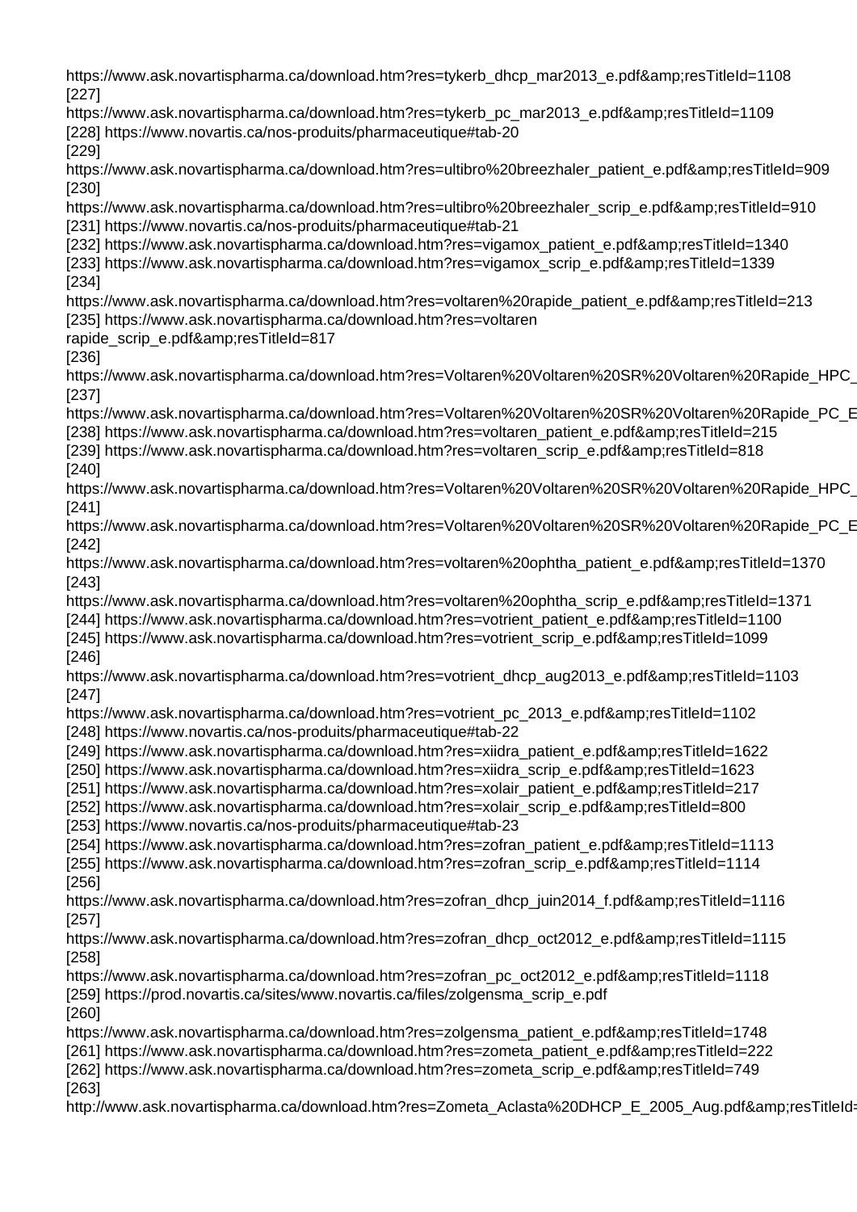https://www.ask.novartispharma.ca/download.htm?res=tykerb_dhcp_mar2013_e.pdf&amp;resTitleId=1108
[227]
https://www.ask.novartispharma.ca/download.htm?res=tykerb_pc_mar2013_e.pdf&amp;resTitleId=1109
[228] https://www.novartis.ca/nos-produits/pharmaceutique#tab-20
[229]
https://www.ask.novartispharma.ca/download.htm?res=ultibro%20breezhaler_patient_e.pdf&amp;resTitleId=909
[230]
https://www.ask.novartispharma.ca/download.htm?res=ultibro%20breezhaler_scrip_e.pdf&amp;resTitleId=910
[231] https://www.novartis.ca/nos-produits/pharmaceutique#tab-21
[232] https://www.ask.novartispharma.ca/download.htm?res=vigamox_patient_e.pdf&amp;resTitleId=1340
[233] https://www.ask.novartispharma.ca/download.htm?res=vigamox_scrip_e.pdf&amp;resTitleId=1339
[234]
https://www.ask.novartispharma.ca/download.htm?res=voltaren%20rapide_patient_e.pdf&amp;resTitleId=213
[235] https://www.ask.novartispharma.ca/download.htm?res=voltaren
rapide_scrip_e.pdf&amp;resTitleId=817
[236]
https://www.ask.novartispharma.ca/download.htm?res=Voltaren%20Voltaren%20SR%20Voltaren%20Rapide_HPC_
[237]
https://www.ask.novartispharma.ca/download.htm?res=Voltaren%20Voltaren%20SR%20Voltaren%20Rapide_PC_E
[238] https://www.ask.novartispharma.ca/download.htm?res=voltaren_patient_e.pdf&amp;resTitleId=215
[239] https://www.ask.novartispharma.ca/download.htm?res=voltaren_scrip_e.pdf&amp;resTitleId=818
[240]
https://www.ask.novartispharma.ca/download.htm?res=Voltaren%20Voltaren%20SR%20Voltaren%20Rapide_HPC_
[241]
https://www.ask.novartispharma.ca/download.htm?res=Voltaren%20Voltaren%20SR%20Voltaren%20Rapide_PC_E
[242]
https://www.ask.novartispharma.ca/download.htm?res=voltaren%20ophtha_patient_e.pdf&amp;resTitleId=1370
[243]
https://www.ask.novartispharma.ca/download.htm?res=voltaren%20ophtha_scrip_e.pdf&amp;resTitleId=1371
[244] https://www.ask.novartispharma.ca/download.htm?res=votrient_patient_e.pdf&amp;resTitleId=1100
[245] https://www.ask.novartispharma.ca/download.htm?res=votrient_scrip_e.pdf&amp;resTitleId=1099
[246]
https://www.ask.novartispharma.ca/download.htm?res=votrient_dhcp_aug2013_e.pdf&amp;resTitleId=1103
[247]
https://www.ask.novartispharma.ca/download.htm?res=votrient_pc_2013_e.pdf&amp;resTitleId=1102
[248] https://www.novartis.ca/nos-produits/pharmaceutique#tab-22
[249] https://www.ask.novartispharma.ca/download.htm?res=xiidra_patient_e.pdf&amp;resTitleId=1622
[250] https://www.ask.novartispharma.ca/download.htm?res=xiidra_scrip_e.pdf&amp;resTitleId=1623
[251] https://www.ask.novartispharma.ca/download.htm?res=xolair_patient_e.pdf&amp;resTitleId=217
[252] https://www.ask.novartispharma.ca/download.htm?res=xolair_scrip_e.pdf&amp;resTitleId=800
[253] https://www.novartis.ca/nos-produits/pharmaceutique#tab-23
[254] https://www.ask.novartispharma.ca/download.htm?res=zofran_patient_e.pdf&amp;resTitleId=1113
[255] https://www.ask.novartispharma.ca/download.htm?res=zofran_scrip_e.pdf&amp;resTitleId=1114
[256]
https://www.ask.novartispharma.ca/download.htm?res=zofran_dhcp_juin2014_f.pdf&amp;resTitleId=1116
[257]
https://www.ask.novartispharma.ca/download.htm?res=zofran_dhcp_oct2012_e.pdf&amp;resTitleId=1115
[258]
https://www.ask.novartispharma.ca/download.htm?res=zofran_pc_oct2012_e.pdf&amp;resTitleId=1118
[259] https://prod.novartis.ca/sites/www.novartis.ca/files/zolgensma_scrip_e.pdf
[260]
https://www.ask.novartispharma.ca/download.htm?res=zolgensma_patient_e.pdf&amp;resTitleId=1748
[261] https://www.ask.novartispharma.ca/download.htm?res=zometa_patient_e.pdf&amp;resTitleId=222
[262] https://www.ask.novartispharma.ca/download.htm?res=zometa_scrip_e.pdf&amp;resTitleId=749
[263]
http://www.ask.novartispharma.ca/download.htm?res=Zometa_Aclasta%20DHCP_E_2005_Aug.pdf&amp;resTitleId=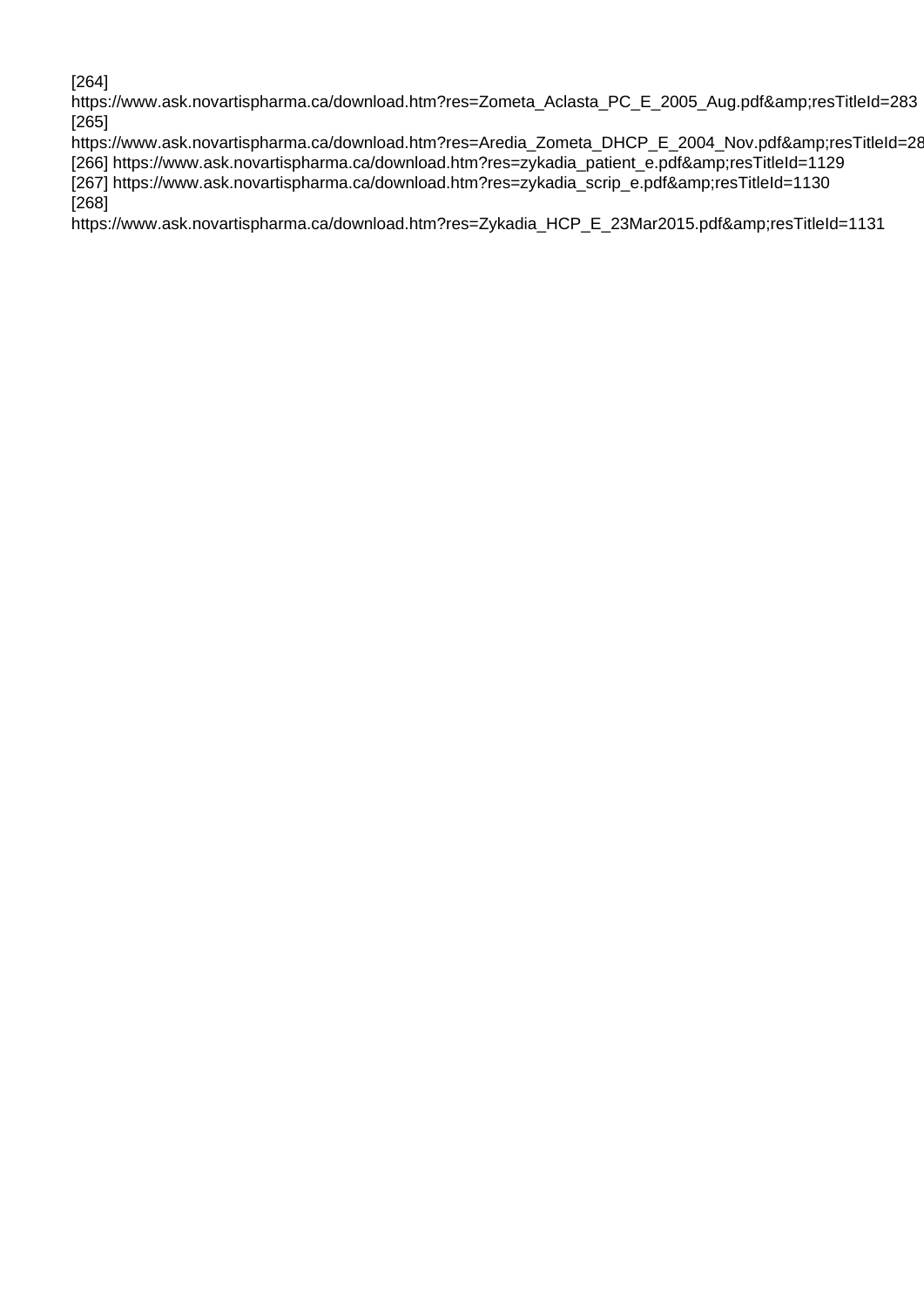[264]
https://www.ask.novartispharma.ca/download.htm?res=Zometa_Aclasta_PC_E_2005_Aug.pdf&amp;resTitleId=283
[265]
https://www.ask.novartispharma.ca/download.htm?res=Aredia_Zometa_DHCP_E_2004_Nov.pdf&amp;resTitleId=28
[266] https://www.ask.novartispharma.ca/download.htm?res=zykadia_patient_e.pdf&amp;resTitleId=1129
[267] https://www.ask.novartispharma.ca/download.htm?res=zykadia_scrip_e.pdf&amp;resTitleId=1130
[268]
https://www.ask.novartispharma.ca/download.htm?res=Zykadia_HCP_E_23Mar2015.pdf&amp;resTitleId=1131